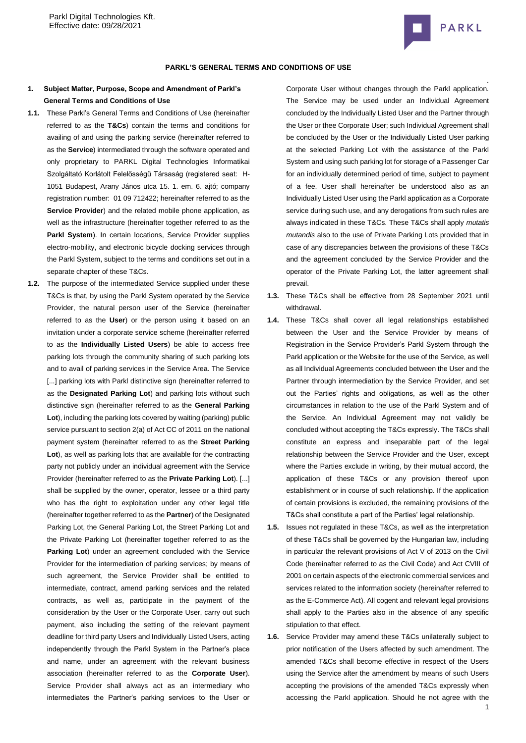## PARKL'S GENERAL TERMS AND CONDITIONS OF USE

**1. Subject Matter, Purpose, Scope and Amendment of Parkl's General Terms and Conditions of Use**

**1.1.** These Parkl's General Terms and Conditions of Use (hereinafter referred to as the **T&Cs**) contain the terms and conditions for availing of and using the parking service (hereinafter referred to as the **Service**) intermediated through the software operated and only proprietary to PARKL Digital Technologies Informatikai Szolgáltató Korlátolt Felelősségű Társaság (registered seat: H-1051 Budapest, Arany János utca 15. 1. em. 6. ajtó; company registration number: 01 09 712422; hereinafter referred to as the **Service Provider**) and the related mobile phone application, as well as the infrastructure (hereinafter together referred to as the **Parkl System**). In certain locations, Service Provider supplies electro-mobility, and electronic bicycle docking services through the Parkl System, subject to the terms and conditions set out in a separate chapter of these T&Cs.

**1.2.** The purpose of the intermediated Service supplied under these T&Cs is that, by using the Parkl System operated by the Service Provider, the natural person user of the Service (hereinafter referred to as the **User**) or the person using it based on an invitation under a corporate service scheme (hereinafter referred to as the **Individually Listed Users**) be able to access free parking lots through the community sharing of such parking lots and to avail of parking services in the Service Area. The Service [...] parking lots with Parkl distinctive sign (hereinafter referred to as the **Designated Parking Lot**) and parking lots without such distinctive sign (hereinafter referred to as the **General Parking Lot**), including the parking lots covered by waiting (parking) public service pursuant to section 2(a) of Act CC of 2011 on the national payment system (hereinafter referred to as the **Street Parking Lot**), as well as parking lots that are available for the contracting party not publicly under an individual agreement with the Service Provider (hereinafter referred to as the **Private Parking Lot**). [...] shall be supplied by the owner, operator, lessee or a third party who has the right to exploitation under any other legal title (hereinafter together referred to as the **Partner**) of the Designated Parking Lot, the General Parking Lot, the Street Parking Lot and the Private Parking Lot (hereinafter together referred to as the **Parking Lot**) under an agreement concluded with the Service Provider for the intermediation of parking services; by means of such agreement, the Service Provider shall be entitled to intermediate, contract, amend parking services and the related contracts, as well as, participate in the payment of the consideration by the User or the Corporate User, carry out such payment, also including the setting of the relevant payment deadline for third party Users and Individually Listed Users, acting independently through the Parkl System in the Partner's place and name, under an agreement with the relevant business association (hereinafter referred to as the **Corporate User**). Service Provider shall always act as an intermediary who intermediates the Partner's parking services to the User or Corporate User without changes through the Parkl application. The Service may be used under an Individual Agreement concluded by the Individually Listed User and the Partner through the User or thee Corporate User; such Individual Agreement shall be concluded by the User or the Individually Listed User parking at the selected Parking Lot with the assistance of the Parkl System and using such parking lot for storage of a Passenger Car for an individually determined period of time, subject to payment of a fee. User shall hereinafter be understood also as an Individually Listed User using the Parkl application as a Corporate service during such use, and any derogations from such rules are always indicated in these T&Cs. These T&Cs shall apply *mutatis mutandis* also to the use of Private Parking Lots provided that in case of any discrepancies between the provisions of these T&Cs and the agreement concluded by the Service Provider and the operator of the Private Parking Lot, the latter agreement shall prevail.

**1.3.** These T&Cs shall be effective from 28 September 2021 until withdrawal.

**1.4.** These T&Cs shall cover all legal relationships established between the User and the Service Provider by means of Registration in the Service Provider's Parkl System through the Parkl application or the Website for the use of the Service, as well as all Individual Agreements concluded between the User and the Partner through intermediation by the Service Provider, and set out the Parties' rights and obligations, as well as the other circumstances in relation to the use of the Parkl System and of the Service. An Individual Agreement may not validly be concluded without accepting the T&Cs expressly. The T&Cs shall constitute an express and inseparable part of the legal relationship between the Service Provider and the User, except where the Parties exclude in writing, by their mutual accord, the application of these T&Cs or any provision thereof upon establishment or in course of such relationship. If the application of certain provisions is excluded, the remaining provisions of the T&Cs shall constitute a part of the Parties' legal relationship.

**1.5.** Issues not regulated in these T&Cs, as well as the interpretation of these T&Cs shall be governed by the Hungarian law, including in particular the relevant provisions of Act V of 2013 on the Civil Code (hereinafter referred to as the Civil Code) and Act CVIII of 2001 on certain aspects of the electronic commercial services and services related to the information society (hereinafter referred to as the E-Commerce Act). All cogent and relevant legal provisions shall apply to the Parties also in the absence of any specific stipulation to that effect.

**1.6.** Service Provider may amend these T&Cs unilaterally subject to prior notification of the Users affected by such amendment. The amended T&Cs shall become effective in respect of the Users using the Service after the amendment by means of such Users accepting the provisions of the amended T&Cs expressly when accessing the Parkl application. Should he not agree with the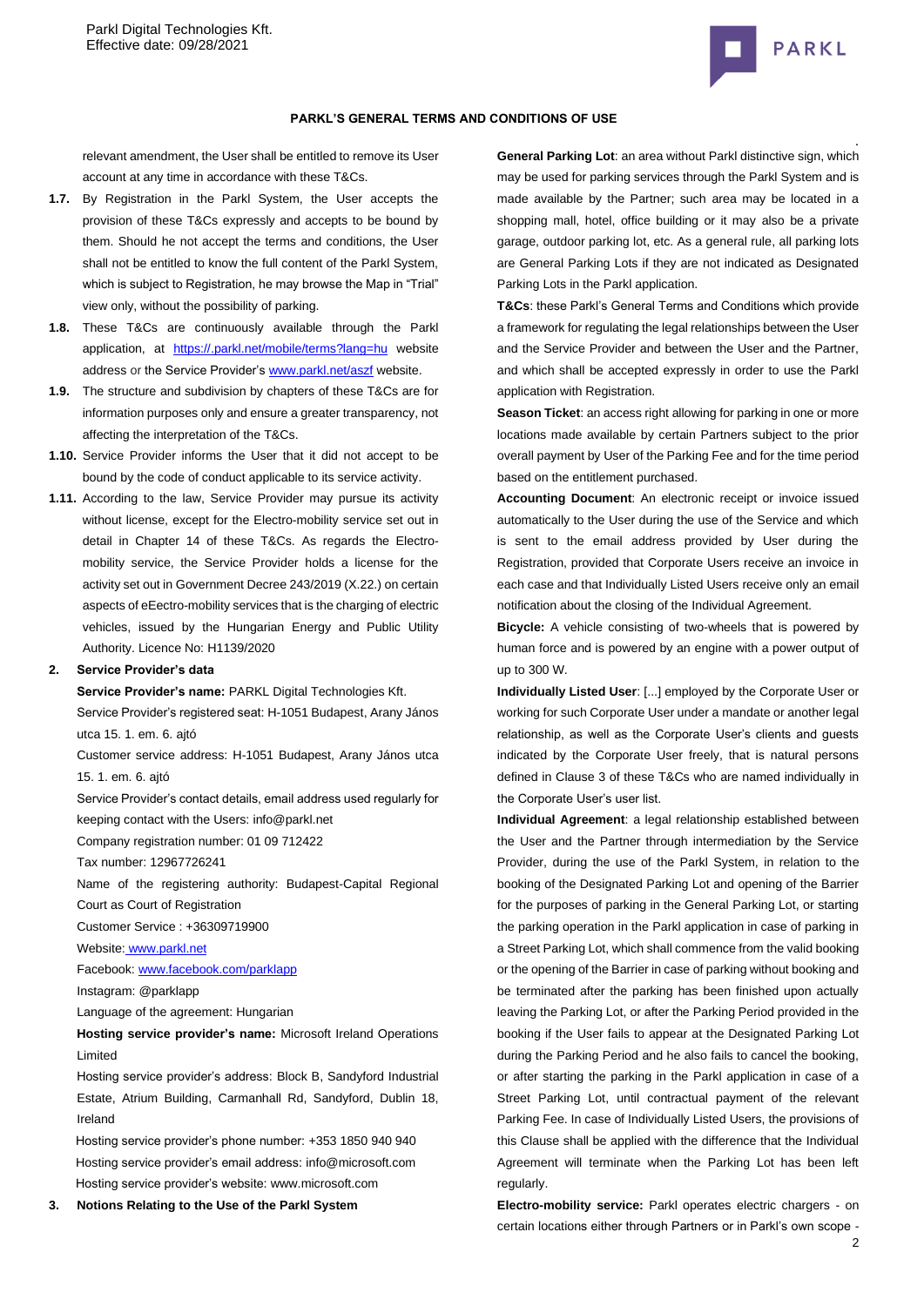relevant amendment, the User shall be entitled to remove its User account at any time in accordance with these T&Cs.

**1.7.** By Registration in the Parkl System, the User accepts the provision of these T&Cs expressly and accepts to be bound by them. Should he not accept the terms and conditions, the User shall not be entitled to know the full content of the Parkl System, which is subject to Registration, he may browse the Map in "Trial" view only, without the possibility of parking.

**1.8.** These T&Cs are continuously available through the Parkl application, at https://.parkl.net/mobile/terms?lang=hu website address or the Service Provider's www.parkl.net/aszf website.

**1.9.** The structure and subdivision by chapters of these T&Cs are for information purposes only and ensure a greater transparency, not affecting the interpretation of the T&Cs.

**1.10.** Service Provider informs the User that it did not accept to be bound by the code of conduct applicable to its service activity.

**1.11.** According to the law, Service Provider may pursue its activity without license, except for the Electro-mobility service set out in detail in Chapter 14 of these T&Cs. As regards the Electro-mobility service, the Service Provider holds a license for the activity set out in Government Decree 243/2019 (X.22.) on certain aspects of eEectro-mobility services that is the charging of electric vehicles, issued by the Hungarian Energy and Public Utility Authority. Licence No: H1139/2020

## 2. Service Provider's data

**Service Provider's name:** PARKL Digital Technologies Kft.

Service Provider's registered seat: H-1051 Budapest, Arany János utca 15. 1. em. 6. ajtó

Customer service address: H-1051 Budapest, Arany János utca 15. 1. em. 6. ajtó

Service Provider's contact details, email address used regularly for keeping contact with the Users: info@parkl.net

Company registration number: 01 09 712422

Tax number: 12967726241

Name of the registering authority: Budapest-Capital Regional Court as Court of Registration

Customer Service : +36309719900

Website: www.parkl.net

Facebook: www.facebook.com/parklapp

Instagram: @parklapp

Language of the agreement: Hungarian

**Hosting service provider's name:** Microsoft Ireland Operations Limited

Hosting service provider's address: Block B, Sandyford Industrial Estate, Atrium Building, Carmanhall Rd, Sandyford, Dublin 18, Ireland

Hosting service provider's phone number: +353 1850 940 940

Hosting service provider's email address: info@microsoft.com

Hosting service provider's website: www.microsoft.com

## 3. Notions Relating to the Use of the Parkl System

**General Parking Lot**: an area without Parkl distinctive sign, which may be used for parking services through the Parkl System and is made available by the Partner; such area may be located in a shopping mall, hotel, office building or it may also be a private garage, outdoor parking lot, etc. As a general rule, all parking lots are General Parking Lots if they are not indicated as Designated Parking Lots in the Parkl application.

**T&Cs**: these Parkl's General Terms and Conditions which provide a framework for regulating the legal relationships between the User and the Service Provider and between the User and the Partner, and which shall be accepted expressly in order to use the Parkl application with Registration.

**Season Ticket**: an access right allowing for parking in one or more locations made available by certain Partners subject to the prior overall payment by User of the Parking Fee and for the time period based on the entitlement purchased.

**Accounting Document**: An electronic receipt or invoice issued automatically to the User during the use of the Service and which is sent to the email address provided by User during the Registration, provided that Corporate Users receive an invoice in each case and that Individually Listed Users receive only an email notification about the closing of the Individual Agreement.

**Bicycle:** A vehicle consisting of two-wheels that is powered by human force and is powered by an engine with a power output of up to 300 W.

**Individually Listed User**: [...] employed by the Corporate User or working for such Corporate User under a mandate or another legal relationship, as well as the Corporate User's clients and guests indicated by the Corporate User freely, that is natural persons defined in Clause 3 of these T&Cs who are named individually in the Corporate User's user list.

**Individual Agreement**: a legal relationship established between the User and the Partner through intermediation by the Service Provider, during the use of the Parkl System, in relation to the booking of the Designated Parking Lot and opening of the Barrier for the purposes of parking in the General Parking Lot, or starting the parking operation in the Parkl application in case of parking in a Street Parking Lot, which shall commence from the valid booking or the opening of the Barrier in case of parking without booking and be terminated after the parking has been finished upon actually leaving the Parking Lot, or after the Parking Period provided in the booking if the User fails to appear at the Designated Parking Lot during the Parking Period and he also fails to cancel the booking, or after starting the parking in the Parkl application in case of a Street Parking Lot, until contractual payment of the relevant Parking Fee. In case of Individually Listed Users, the provisions of this Clause shall be applied with the difference that the Individual Agreement will terminate when the Parking Lot has been left regularly.

**Electro-mobility service:** Parkl operates electric chargers - on certain locations either through Partners or in Parkl's own scope -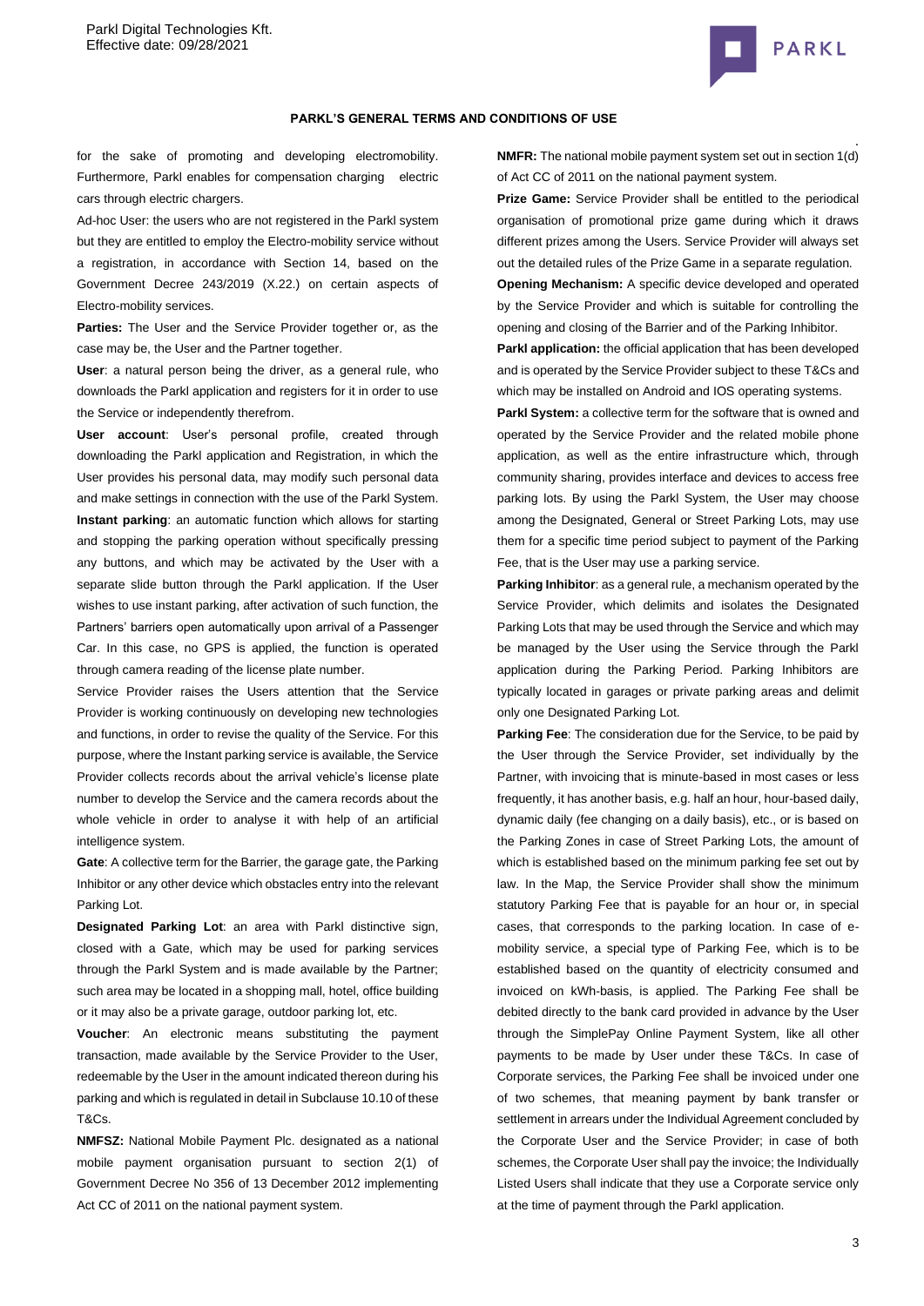for the sake of promoting and developing electromobility. Furthermore, Parkl enables for compensation charging electric cars through electric chargers.

Ad-hoc User: the users who are not registered in the Parkl system but they are entitled to employ the Electro-mobility service without a registration, in accordance with Section 14, based on the Government Decree 243/2019 (X.22.) on certain aspects of Electro-mobility services.

**Parties:** The User and the Service Provider together or, as the case may be, the User and the Partner together.

**User**: a natural person being the driver, as a general rule, who downloads the Parkl application and registers for it in order to use the Service or independently therefrom.

**User account**: User's personal profile, created through downloading the Parkl application and Registration, in which the User provides his personal data, may modify such personal data and make settings in connection with the use of the Parkl System.

**Instant parking**: an automatic function which allows for starting and stopping the parking operation without specifically pressing any buttons, and which may be activated by the User with a separate slide button through the Parkl application. If the User wishes to use instant parking, after activation of such function, the Partners' barriers open automatically upon arrival of a Passenger Car. In this case, no GPS is applied, the function is operated through camera reading of the license plate number.

Service Provider raises the Users attention that the Service Provider is working continuously on developing new technologies and functions, in order to revise the quality of the Service. For this purpose, where the Instant parking service is available, the Service Provider collects records about the arrival vehicle's license plate number to develop the Service and the camera records about the whole vehicle in order to analyse it with help of an artificial intelligence system.

**Gate**: A collective term for the Barrier, the garage gate, the Parking Inhibitor or any other device which obstacles entry into the relevant Parking Lot.

**Designated Parking Lot**: an area with Parkl distinctive sign, closed with a Gate, which may be used for parking services through the Parkl System and is made available by the Partner; such area may be located in a shopping mall, hotel, office building or it may also be a private garage, outdoor parking lot, etc.

**Voucher**: An electronic means substituting the payment transaction, made available by the Service Provider to the User, redeemable by the User in the amount indicated thereon during his parking and which is regulated in detail in Subclause 10.10 of these T&Cs.

**NMFSZ:** National Mobile Payment Plc. designated as a national mobile payment organisation pursuant to section 2(1) of Government Decree No 356 of 13 December 2012 implementing Act CC of 2011 on the national payment system.

**NMFR:** The national mobile payment system set out in section 1(d) of Act CC of 2011 on the national payment system.

**Prize Game:** Service Provider shall be entitled to the periodical organisation of promotional prize game during which it draws different prizes among the Users. Service Provider will always set out the detailed rules of the Prize Game in a separate regulation.

**Opening Mechanism:** A specific device developed and operated by the Service Provider and which is suitable for controlling the opening and closing of the Barrier and of the Parking Inhibitor.

**Parkl application:** the official application that has been developed and is operated by the Service Provider subject to these T&Cs and which may be installed on Android and IOS operating systems.

**Parkl System:** a collective term for the software that is owned and operated by the Service Provider and the related mobile phone application, as well as the entire infrastructure which, through community sharing, provides interface and devices to access free parking lots. By using the Parkl System, the User may choose among the Designated, General or Street Parking Lots, may use them for a specific time period subject to payment of the Parking Fee, that is the User may use a parking service.

**Parking Inhibitor**: as a general rule, a mechanism operated by the Service Provider, which delimits and isolates the Designated Parking Lots that may be used through the Service and which may be managed by the User using the Service through the Parkl application during the Parking Period. Parking Inhibitors are typically located in garages or private parking areas and delimit only one Designated Parking Lot.

**Parking Fee**: The consideration due for the Service, to be paid by the User through the Service Provider, set individually by the Partner, with invoicing that is minute-based in most cases or less frequently, it has another basis, e.g. half an hour, hour-based daily, dynamic daily (fee changing on a daily basis), etc., or is based on the Parking Zones in case of Street Parking Lots, the amount of which is established based on the minimum parking fee set out by law. In the Map, the Service Provider shall show the minimum statutory Parking Fee that is payable for an hour or, in special cases, that corresponds to the parking location. In case of e-mobility service, a special type of Parking Fee, which is to be established based on the quantity of electricity consumed and invoiced on kWh-basis, is applied. The Parking Fee shall be debited directly to the bank card provided in advance by the User through the SimplePay Online Payment System, like all other payments to be made by User under these T&Cs. In case of Corporate services, the Parking Fee shall be invoiced under one of two schemes, that meaning payment by bank transfer or settlement in arrears under the Individual Agreement concluded by the Corporate User and the Service Provider; in case of both schemes, the Corporate User shall pay the invoice; the Individually Listed Users shall indicate that they use a Corporate service only at the time of payment through the Parkl application.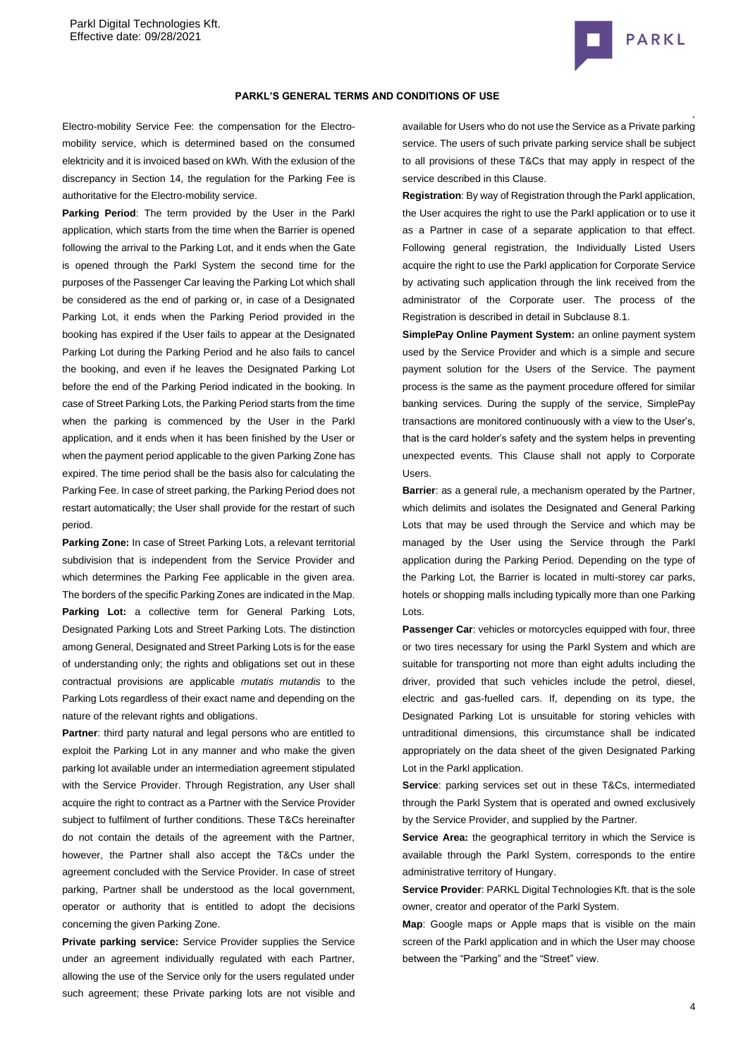Electro-mobility Service Fee: the compensation for the Electro-mobility service, which is determined based on the consumed elektricity and it is invoiced based on kWh. With the exlusion of the discrepancy in Section 14, the regulation for the Parking Fee is authoritative for the Electro-mobility service.

**Parking Period**: The term provided by the User in the Parkl application, which starts from the time when the Barrier is opened following the arrival to the Parking Lot, and it ends when the Gate is opened through the Parkl System the second time for the purposes of the Passenger Car leaving the Parking Lot which shall be considered as the end of parking or, in case of a Designated Parking Lot, it ends when the Parking Period provided in the booking has expired if the User fails to appear at the Designated Parking Lot during the Parking Period and he also fails to cancel the booking, and even if he leaves the Designated Parking Lot before the end of the Parking Period indicated in the booking. In case of Street Parking Lots, the Parking Period starts from the time when the parking is commenced by the User in the Parkl application, and it ends when it has been finished by the User or when the payment period applicable to the given Parking Zone has expired. The time period shall be the basis also for calculating the Parking Fee. In case of street parking, the Parking Period does not restart automatically; the User shall provide for the restart of such period.

**Parking Zone:** In case of Street Parking Lots, a relevant territorial subdivision that is independent from the Service Provider and which determines the Parking Fee applicable in the given area. The borders of the specific Parking Zones are indicated in the Map.

**Parking Lot:** a collective term for General Parking Lots, Designated Parking Lots and Street Parking Lots. The distinction among General, Designated and Street Parking Lots is for the ease of understanding only; the rights and obligations set out in these contractual provisions are applicable *mutatis mutandis* to the Parking Lots regardless of their exact name and depending on the nature of the relevant rights and obligations.

**Partner**: third party natural and legal persons who are entitled to exploit the Parking Lot in any manner and who make the given parking lot available under an intermediation agreement stipulated with the Service Provider. Through Registration, any User shall acquire the right to contract as a Partner with the Service Provider subject to fulfilment of further conditions. These T&Cs hereinafter do not contain the details of the agreement with the Partner, however, the Partner shall also accept the T&Cs under the agreement concluded with the Service Provider. In case of street parking, Partner shall be understood as the local government, operator or authority that is entitled to adopt the decisions concerning the given Parking Zone.

**Private parking service:** Service Provider supplies the Service under an agreement individually regulated with each Partner, allowing the use of the Service only for the users regulated under such agreement; these Private parking lots are not visible and available for Users who do not use the Service as a Private parking service. The users of such private parking service shall be subject to all provisions of these T&Cs that may apply in respect of the service described in this Clause.

**Registration**: By way of Registration through the Parkl application, the User acquires the right to use the Parkl application or to use it as a Partner in case of a separate application to that effect. Following general registration, the Individually Listed Users acquire the right to use the Parkl application for Corporate Service by activating such application through the link received from the administrator of the Corporate user. The process of the Registration is described in detail in Subclause 8.1.

**SimplePay Online Payment System:** an online payment system used by the Service Provider and which is a simple and secure payment solution for the Users of the Service. The payment process is the same as the payment procedure offered for similar banking services. During the supply of the service, SimplePay transactions are monitored continuously with a view to the User's, that is the card holder's safety and the system helps in preventing unexpected events. This Clause shall not apply to Corporate Users.

**Barrier**: as a general rule, a mechanism operated by the Partner, which delimits and isolates the Designated and General Parking Lots that may be used through the Service and which may be managed by the User using the Service through the Parkl application during the Parking Period. Depending on the type of the Parking Lot, the Barrier is located in multi-storey car parks, hotels or shopping malls including typically more than one Parking Lots.

**Passenger Car**: vehicles or motorcycles equipped with four, three or two tires necessary for using the Parkl System and which are suitable for transporting not more than eight adults including the driver, provided that such vehicles include the petrol, diesel, electric and gas-fuelled cars. If, depending on its type, the Designated Parking Lot is unsuitable for storing vehicles with untraditional dimensions, this circumstance shall be indicated appropriately on the data sheet of the given Designated Parking Lot in the Parkl application.

**Service**: parking services set out in these T&Cs, intermediated through the Parkl System that is operated and owned exclusively by the Service Provider, and supplied by the Partner.

**Service Area:** the geographical territory in which the Service is available through the Parkl System, corresponds to the entire administrative territory of Hungary.

**Service Provider**: PARKL Digital Technologies Kft. that is the sole owner, creator and operator of the Parkl System.

**Map**: Google maps or Apple maps that is visible on the main screen of the Parkl application and in which the User may choose between the "Parking" and the "Street" view.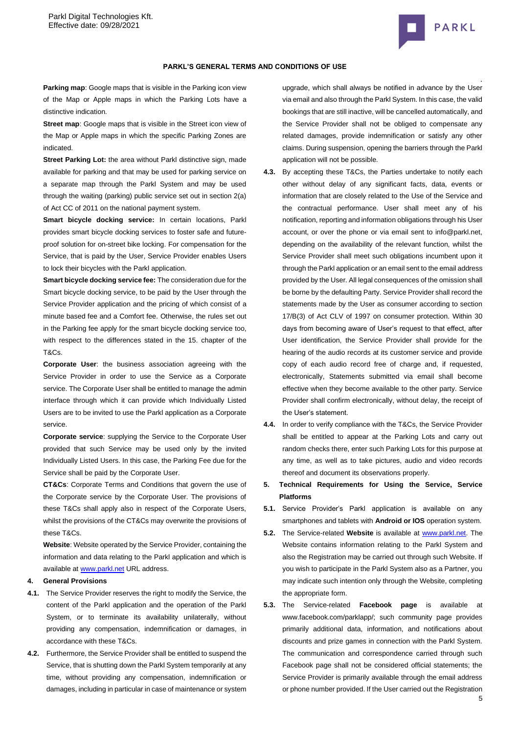**Parking map**: Google maps that is visible in the Parking icon view of the Map or Apple maps in which the Parking Lots have a distinctive indication.

**Street map**: Google maps that is visible in the Street icon view of the Map or Apple maps in which the specific Parking Zones are indicated.

**Street Parking Lot:** the area without Parkl distinctive sign, made available for parking and that may be used for parking service on a separate map through the Parkl System and may be used through the waiting (parking) public service set out in section 2(a) of Act CC of 2011 on the national payment system.

**Smart bicycle docking service:** In certain locations, Parkl provides smart bicycle docking services to foster safe and future-proof solution for on-street bike locking. For compensation for the Service, that is paid by the User, Service Provider enables Users to lock their bicycles with the Parkl application.

**Smart bicycle docking service fee:** The consideration due for the Smart bicycle docking service, to be paid by the User through the Service Provider application and the pricing of which consist of a minute based fee and a Comfort fee. Otherwise, the rules set out in the Parking fee apply for the smart bicycle docking service too, with respect to the differences stated in the 15. chapter of the T&Cs.

**Corporate User**: the business association agreeing with the Service Provider in order to use the Service as a Corporate service. The Corporate User shall be entitled to manage the admin interface through which it can provide which Individually Listed Users are to be invited to use the Parkl application as a Corporate service.

**Corporate service**: supplying the Service to the Corporate User provided that such Service may be used only by the invited Individually Listed Users. In this case, the Parking Fee due for the Service shall be paid by the Corporate User.

**CT&Cs**: Corporate Terms and Conditions that govern the use of the Corporate service by the Corporate User. The provisions of these T&Cs shall apply also in respect of the Corporate Users, whilst the provisions of the CT&Cs may overwrite the provisions of these T&Cs.

**Website**: Website operated by the Service Provider, containing the information and data relating to the Parkl application and which is available at www.parkl.net URL address.

## 4. General Provisions

**4.1.** The Service Provider reserves the right to modify the Service, the content of the Parkl application and the operation of the Parkl System, or to terminate its availability unilaterally, without providing any compensation, indemnification or damages, in accordance with these T&Cs.

**4.2.** Furthermore, the Service Provider shall be entitled to suspend the Service, that is shutting down the Parkl System temporarily at any time, without providing any compensation, indemnification or damages, including in particular in case of maintenance or system upgrade, which shall always be notified in advance by the User via email and also through the Parkl System. In this case, the valid bookings that are still inactive, will be cancelled automatically, and the Service Provider shall not be obliged to compensate any related damages, provide indemnification or satisfy any other claims. During suspension, opening the barriers through the Parkl application will not be possible.

**4.3.** By accepting these T&Cs, the Parties undertake to notify each other without delay of any significant facts, data, events or information that are closely related to the Use of the Service and the contractual performance. User shall meet any of his notification, reporting and information obligations through his User account, or over the phone or via email sent to info@parkl.net, depending on the availability of the relevant function, whilst the Service Provider shall meet such obligations incumbent upon it through the Parkl application or an email sent to the email address provided by the User. All legal consequences of the omission shall be borne by the defaulting Party. Service Provider shall record the statements made by the User as consumer according to section 17/B(3) of Act CLV of 1997 on consumer protection. Within 30 days from becoming aware of User's request to that effect, after User identification, the Service Provider shall provide for the hearing of the audio records at its customer service and provide copy of each audio record free of charge and, if requested, electronically, Statements submitted via email shall become effective when they become available to the other party. Service Provider shall confirm electronically, without delay, the receipt of the User's statement.

**4.4.** In order to verify compliance with the T&Cs, the Service Provider shall be entitled to appear at the Parking Lots and carry out random checks there, enter such Parking Lots for this purpose at any time, as well as to take pictures, audio and video records thereof and document its observations properly.

## 5. Technical Requirements for Using the Service, Service Platforms

**5.1.** Service Provider's Parkl application is available on any smartphones and tablets with **Android or IOS** operation system.

**5.2.** The Service-related **Website** is available at www.parkl.net. The Website contains information relating to the Parkl System and also the Registration may be carried out through such Website. If you wish to participate in the Parkl System also as a Partner, you may indicate such intention only through the Website, completing the appropriate form.

**5.3.** The Service-related **Facebook page** is available at www.facebook.com/parklapp/; such community page provides primarily additional data, information, and notifications about discounts and prize games in connection with the Parkl System. The communication and correspondence carried through such Facebook page shall not be considered official statements; the Service Provider is primarily available through the email address or phone number provided. If the User carried out the Registration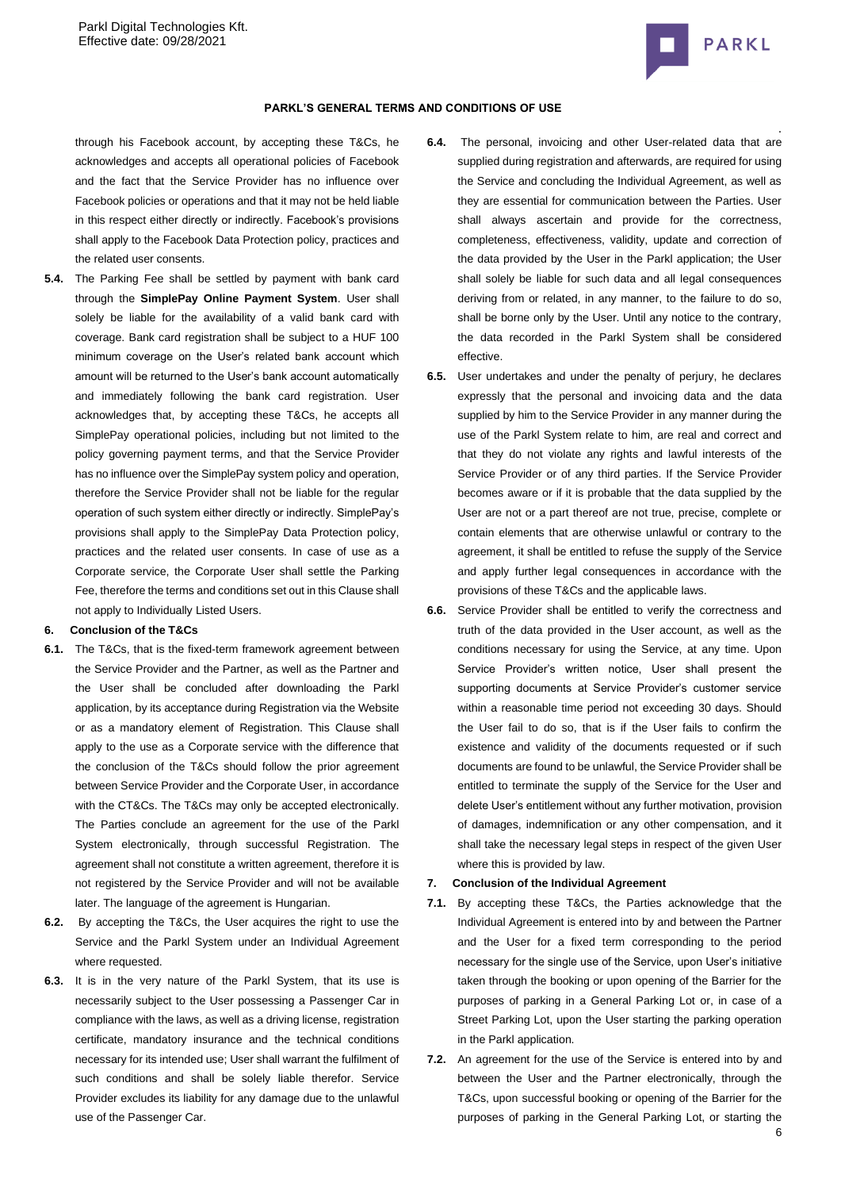through his Facebook account, by accepting these T&Cs, he acknowledges and accepts all operational policies of Facebook and the fact that the Service Provider has no influence over Facebook policies or operations and that it may not be held liable in this respect either directly or indirectly. Facebook's provisions shall apply to the Facebook Data Protection policy, practices and the related user consents.

**5.4.** The Parking Fee shall be settled by payment with bank card through the **SimplePay Online Payment System**. User shall solely be liable for the availability of a valid bank card with coverage. Bank card registration shall be subject to a HUF 100 minimum coverage on the User's related bank account which amount will be returned to the User's bank account automatically and immediately following the bank card registration. User acknowledges that, by accepting these T&Cs, he accepts all SimplePay operational policies, including but not limited to the policy governing payment terms, and that the Service Provider has no influence over the SimplePay system policy and operation, therefore the Service Provider shall not be liable for the regular operation of such system either directly or indirectly. SimplePay's provisions shall apply to the SimplePay Data Protection policy, practices and the related user consents. In case of use as a Corporate service, the Corporate User shall settle the Parking Fee, therefore the terms and conditions set out in this Clause shall not apply to Individually Listed Users.

### 6. Conclusion of the T&Cs

**6.1.** The T&Cs, that is the fixed-term framework agreement between the Service Provider and the Partner, as well as the Partner and the User shall be concluded after downloading the Parkl application, by its acceptance during Registration via the Website or as a mandatory element of Registration. This Clause shall apply to the use as a Corporate service with the difference that the conclusion of the T&Cs should follow the prior agreement between Service Provider and the Corporate User, in accordance with the CT&Cs. The T&Cs may only be accepted electronically. The Parties conclude an agreement for the use of the Parkl System electronically, through successful Registration. The agreement shall not constitute a written agreement, therefore it is not registered by the Service Provider and will not be available later. The language of the agreement is Hungarian.

**6.2.** By accepting the T&Cs, the User acquires the right to use the Service and the Parkl System under an Individual Agreement where requested.

**6.3.** It is in the very nature of the Parkl System, that its use is necessarily subject to the User possessing a Passenger Car in compliance with the laws, as well as a driving license, registration certificate, mandatory insurance and the technical conditions necessary for its intended use; User shall warrant the fulfilment of such conditions and shall be solely liable therefor. Service Provider excludes its liability for any damage due to the unlawful use of the Passenger Car.

**6.4.** The personal, invoicing and other User-related data that are supplied during registration and afterwards, are required for using the Service and concluding the Individual Agreement, as well as they are essential for communication between the Parties. User shall always ascertain and provide for the correctness, completeness, effectiveness, validity, update and correction of the data provided by the User in the Parkl application; the User shall solely be liable for such data and all legal consequences deriving from or related, in any manner, to the failure to do so, shall be borne only by the User. Until any notice to the contrary, the data recorded in the Parkl System shall be considered effective.

**6.5.** User undertakes and under the penalty of perjury, he declares expressly that the personal and invoicing data and the data supplied by him to the Service Provider in any manner during the use of the Parkl System relate to him, are real and correct and that they do not violate any rights and lawful interests of the Service Provider or of any third parties. If the Service Provider becomes aware or if it is probable that the data supplied by the User are not or a part thereof are not true, precise, complete or contain elements that are otherwise unlawful or contrary to the agreement, it shall be entitled to refuse the supply of the Service and apply further legal consequences in accordance with the provisions of these T&Cs and the applicable laws.

**6.6.** Service Provider shall be entitled to verify the correctness and truth of the data provided in the User account, as well as the conditions necessary for using the Service, at any time. Upon Service Provider's written notice, User shall present the supporting documents at Service Provider's customer service within a reasonable time period not exceeding 30 days. Should the User fail to do so, that is if the User fails to confirm the existence and validity of the documents requested or if such documents are found to be unlawful, the Service Provider shall be entitled to terminate the supply of the Service for the User and delete User's entitlement without any further motivation, provision of damages, indemnification or any other compensation, and it shall take the necessary legal steps in respect of the given User where this is provided by law.

### 7. Conclusion of the Individual Agreement

**7.1.** By accepting these T&Cs, the Parties acknowledge that the Individual Agreement is entered into by and between the Partner and the User for a fixed term corresponding to the period necessary for the single use of the Service, upon User's initiative taken through the booking or upon opening of the Barrier for the purposes of parking in a General Parking Lot or, in case of a Street Parking Lot, upon the User starting the parking operation in the Parkl application.

**7.2.** An agreement for the use of the Service is entered into by and between the User and the Partner electronically, through the T&Cs, upon successful booking or opening of the Barrier for the purposes of parking in the General Parking Lot, or starting the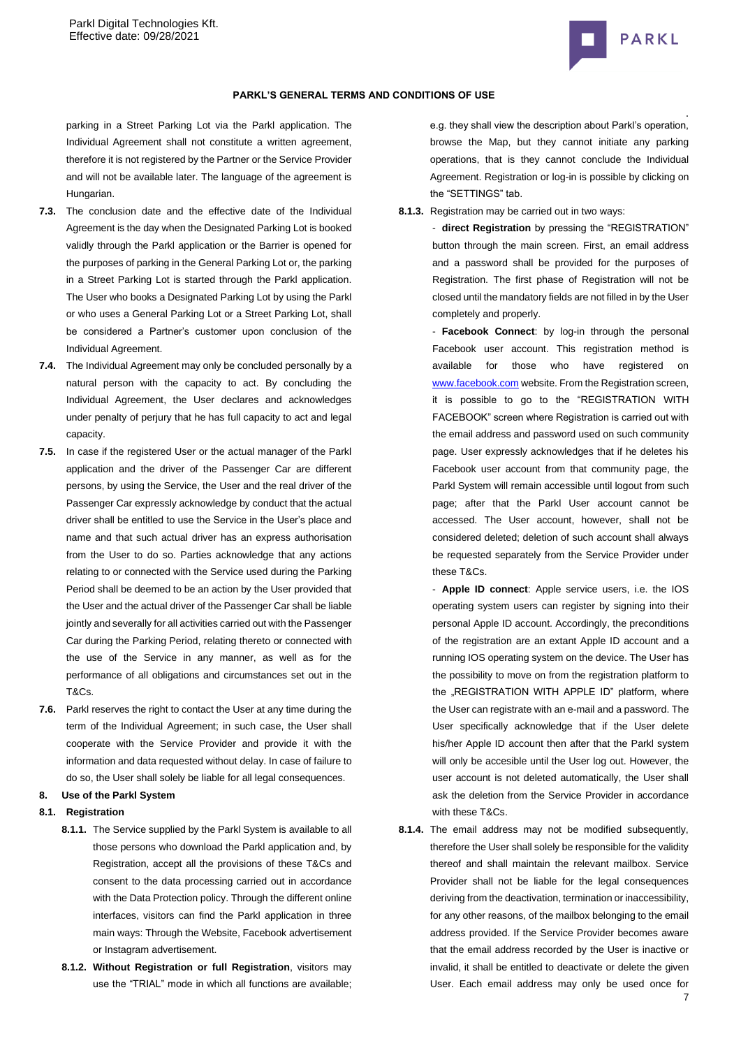parking in a Street Parking Lot via the Parkl application. The Individual Agreement shall not constitute a written agreement, therefore it is not registered by the Partner or the Service Provider and will not be available later. The language of the agreement is Hungarian.

**7.3.** The conclusion date and the effective date of the Individual Agreement is the day when the Designated Parking Lot is booked validly through the Parkl application or the Barrier is opened for the purposes of parking in the General Parking Lot or, the parking in a Street Parking Lot is started through the Parkl application. The User who books a Designated Parking Lot by using the Parkl or who uses a General Parking Lot or a Street Parking Lot, shall be considered a Partner's customer upon conclusion of the Individual Agreement.

**7.4.** The Individual Agreement may only be concluded personally by a natural person with the capacity to act. By concluding the Individual Agreement, the User declares and acknowledges under penalty of perjury that he has full capacity to act and legal capacity.

**7.5.** In case if the registered User or the actual manager of the Parkl application and the driver of the Passenger Car are different persons, by using the Service, the User and the real driver of the Passenger Car expressly acknowledge by conduct that the actual driver shall be entitled to use the Service in the User's place and name and that such actual driver has an express authorisation from the User to do so. Parties acknowledge that any actions relating to or connected with the Service used during the Parking Period shall be deemed to be an action by the User provided that the User and the actual driver of the Passenger Car shall be liable jointly and severally for all activities carried out with the Passenger Car during the Parking Period, relating thereto or connected with the use of the Service in any manner, as well as for the performance of all obligations and circumstances set out in the T&Cs.

**7.6.** Parkl reserves the right to contact the User at any time during the term of the Individual Agreement; in such case, the User shall cooperate with the Service Provider and provide it with the information and data requested without delay. In case of failure to do so, the User shall solely be liable for all legal consequences.

## 8. Use of the Parkl System

### 8.1. Registration

**8.1.1.** The Service supplied by the Parkl System is available to all those persons who download the Parkl application and, by Registration, accept all the provisions of these T&Cs and consent to the data processing carried out in accordance with the Data Protection policy. Through the different online interfaces, visitors can find the Parkl application in three main ways: Through the Website, Facebook advertisement or Instagram advertisement.

**8.1.2. Without Registration or full Registration**, visitors may use the "TRIAL" mode in which all functions are available; e.g. they shall view the description about Parkl's operation, browse the Map, but they cannot initiate any parking operations, that is they cannot conclude the Individual Agreement. Registration or log-in is possible by clicking on the "SETTINGS" tab.

**8.1.3.** Registration may be carried out in two ways:

- **direct Registration** by pressing the "REGISTRATION" button through the main screen. First, an email address and a password shall be provided for the purposes of Registration. The first phase of Registration will not be closed until the mandatory fields are not filled in by the User completely and properly.

- **Facebook Connect**: by log-in through the personal Facebook user account. This registration method is available for those who have registered on www.facebook.com website. From the Registration screen, it is possible to go to the "REGISTRATION WITH FACEBOOK" screen where Registration is carried out with the email address and password used on such community page. User expressly acknowledges that if he deletes his Facebook user account from that community page, the Parkl System will remain accessible until logout from such page; after that the Parkl User account cannot be accessed. The User account, however, shall not be considered deleted; deletion of such account shall always be requested separately from the Service Provider under these T&Cs.

- **Apple ID connect**: Apple service users, i.e. the IOS operating system users can register by signing into their personal Apple ID account. Accordingly, the preconditions of the registration are an extant Apple ID account and a running IOS operating system on the device. The User has the possibility to move on from the registration platform to the „REGISTRATION WITH APPLE ID" platform, where the User can registrate with an e-mail and a password. The User specifically acknowledge that if the User delete his/her Apple ID account then after that the Parkl system will only be accesible until the User log out. However, the user account is not deleted automatically, the User shall ask the deletion from the Service Provider in accordance with these T&Cs.

**8.1.4.** The email address may not be modified subsequently, therefore the User shall solely be responsible for the validity thereof and shall maintain the relevant mailbox. Service Provider shall not be liable for the legal consequences deriving from the deactivation, termination or inaccessibility, for any other reasons, of the mailbox belonging to the email address provided. If the Service Provider becomes aware that the email address recorded by the User is inactive or invalid, it shall be entitled to deactivate or delete the given User. Each email address may only be used once for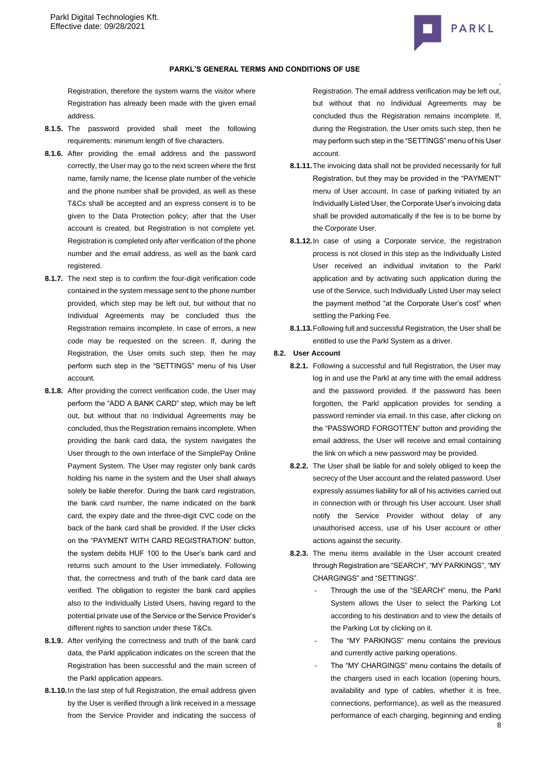Registration, therefore the system warns the visitor where Registration has already been made with the given email address.

**8.1.5.** The password provided shall meet the following requirements: minimum length of five characters.

**8.1.6.** After providing the email address and the password correctly, the User may go to the next screen where the first name, family name, the license plate number of the vehicle and the phone number shall be provided, as well as these T&Cs shall be accepted and an express consent is to be given to the Data Protection policy; after that the User account is created, but Registration is not complete yet. Registration is completed only after verification of the phone number and the email address, as well as the bank card registered.

**8.1.7.** The next step is to confirm the four-digit verification code contained in the system message sent to the phone number provided, which step may be left out, but without that no Individual Agreements may be concluded thus the Registration remains incomplete. In case of errors, a new code may be requested on the screen. If, during the Registration, the User omits such step, then he may perform such step in the "SETTINGS" menu of his User account.

**8.1.8.** After providing the correct verification code, the User may perform the "ADD A BANK CARD" step, which may be left out, but without that no Individual Agreements may be concluded, thus the Registration remains incomplete. When providing the bank card data, the system navigates the User through to the own interface of the SimplePay Online Payment System. The User may register only bank cards holding his name in the system and the User shall always solely be liable therefor. During the bank card registration, the bank card number, the name indicated on the bank card, the expiry date and the three-digit CVC code on the back of the bank card shall be provided. If the User clicks on the "PAYMENT WITH CARD REGISTRATION" button, the system debits HUF 100 to the User's bank card and returns such amount to the User immediately. Following that, the correctness and truth of the bank card data are verified. The obligation to register the bank card applies also to the Individually Listed Users, having regard to the potential private use of the Service or the Service Provider's different rights to sanction under these T&Cs.

**8.1.9.** After verifying the correctness and truth of the bank card data, the Parkl application indicates on the screen that the Registration has been successful and the main screen of the Parkl application appears.

**8.1.10.** In the last step of full Registration, the email address given by the User is verified through a link received in a message from the Service Provider and indicating the success of Registration. The email address verification may be left out, but without that no Individual Agreements may be concluded thus the Registration remains incomplete. If, during the Registration, the User omits such step, then he may perform such step in the "SETTINGS" menu of his User account.

**8.1.11.** The invoicing data shall not be provided necessarily for full Registration, but they may be provided in the "PAYMENT" menu of User account. In case of parking initiated by an Individually Listed User, the Corporate User's invoicing data shall be provided automatically if the fee is to be borne by the Corporate User.

**8.1.12.** In case of using a Corporate service, the registration process is not closed in this step as the Individually Listed User received an individual invitation to the Parkl application and by activating such application during the use of the Service, such Individually Listed User may select the payment method "at the Corporate User's cost" when settling the Parking Fee.

**8.1.13.** Following full and successful Registration, the User shall be entitled to use the Parkl System as a driver.

**8.2. User Account**

**8.2.1.** Following a successful and full Registration, the User may log in and use the Parkl at any time with the email address and the password provided. If the password has been forgotten, the Parkl application provides for sending a password reminder via email. In this case, after clicking on the "PASSWORD FORGOTTEN" button and providing the email address, the User will receive and email containing the link on which a new password may be provided.

**8.2.2.** The User shall be liable for and solely obliged to keep the secrecy of the User account and the related password. User expressly assumes liability for all of his activities carried out in connection with or through his User account. User shall notify the Service Provider without delay of any unauthorised access, use of his User account or other actions against the security.

**8.2.3.** The menu items available in the User account created through Registration are "SEARCH", "MY PARKINGS", "MY CHARGINGS" and "SETTINGS".

- Through the use of the "SEARCH" menu, the Parkl System allows the User to select the Parking Lot according to his destination and to view the details of the Parking Lot by clicking on it.
- The "MY PARKINGS" menu contains the previous and currently active parking operations.
- The "MY CHARGINGS" menu contains the details of the chargers used in each location (opening hours, availability and type of cables, whether it is free, connections, performance), as well as the measured performance of each charging, beginning and ending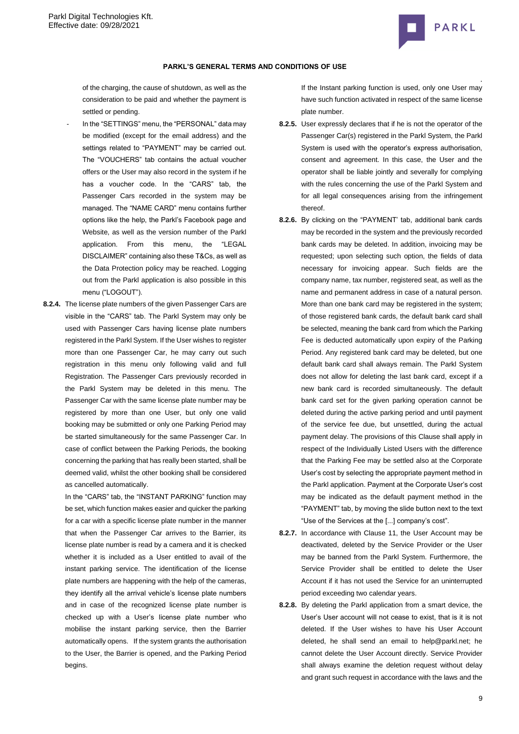of the charging, the cause of shutdown, as well as the consideration to be paid and whether the payment is settled or pending.

- In the "SETTINGS" menu, the "PERSONAL" data may be modified (except for the email address) and the settings related to "PAYMENT" may be carried out. The "VOUCHERS" tab contains the actual voucher offers or the User may also record in the system if he has a voucher code. In the "CARS" tab, the Passenger Cars recorded in the system may be managed. The "NAME CARD" menu contains further options like the help, the Parkl's Facebook page and Website, as well as the version number of the Parkl application. From this menu, the "LEGAL DISCLAIMER" containing also these T&Cs, as well as the Data Protection policy may be reached. Logging out from the Parkl application is also possible in this menu ("LOGOUT").

**8.2.4.** The license plate numbers of the given Passenger Cars are visible in the "CARS" tab. The Parkl System may only be used with Passenger Cars having license plate numbers registered in the Parkl System. If the User wishes to register more than one Passenger Car, he may carry out such registration in this menu only following valid and full Registration. The Passenger Cars previously recorded in the Parkl System may be deleted in this menu. The Passenger Car with the same license plate number may be registered by more than one User, but only one valid booking may be submitted or only one Parking Period may be started simultaneously for the same Passenger Car. In case of conflict between the Parking Periods, the booking concerning the parking that has really been started, shall be deemed valid, whilst the other booking shall be considered as cancelled automatically.

In the "CARS" tab, the "INSTANT PARKING" function may be set, which function makes easier and quicker the parking for a car with a specific license plate number in the manner that when the Passenger Car arrives to the Barrier, its license plate number is read by a camera and it is checked whether it is included as a User entitled to avail of the instant parking service. The identification of the license plate numbers are happening with the help of the cameras, they identify all the arrival vehicle's license plate numbers and in case of the recognized license plate number is checked up with a User's license plate number who mobilise the instant parking service, then the Barrier automatically opens. If the system grants the authorisation to the User, the Barrier is opened, and the Parking Period begins.

If the Instant parking function is used, only one User may have such function activated in respect of the same license plate number.

**8.2.5.** User expressly declares that if he is not the operator of the Passenger Car(s) registered in the Parkl System, the Parkl System is used with the operator's express authorisation, consent and agreement. In this case, the User and the operator shall be liable jointly and severally for complying with the rules concerning the use of the Parkl System and for all legal consequences arising from the infringement thereof.

**8.2.6.** By clicking on the "PAYMENT' tab, additional bank cards may be recorded in the system and the previously recorded bank cards may be deleted. In addition, invoicing may be requested; upon selecting such option, the fields of data necessary for invoicing appear. Such fields are the company name, tax number, registered seat, as well as the name and permanent address in case of a natural person. More than one bank card may be registered in the system; of those registered bank cards, the default bank card shall be selected, meaning the bank card from which the Parking Fee is deducted automatically upon expiry of the Parking Period. Any registered bank card may be deleted, but one default bank card shall always remain. The Parkl System does not allow for deleting the last bank card, except if a new bank card is recorded simultaneously. The default bank card set for the given parking operation cannot be deleted during the active parking period and until payment of the service fee due, but unsettled, during the actual payment delay. The provisions of this Clause shall apply in respect of the Individually Listed Users with the difference that the Parking Fee may be settled also at the Corporate User's cost by selecting the appropriate payment method in the Parkl application. Payment at the Corporate User's cost may be indicated as the default payment method in the "PAYMENT" tab, by moving the slide button next to the text "Use of the Services at the [...] company's cost".

**8.2.7.** In accordance with Clause 11, the User Account may be deactivated, deleted by the Service Provider or the User may be banned from the Parkl System. Furthermore, the Service Provider shall be entitled to delete the User Account if it has not used the Service for an uninterrupted period exceeding two calendar years.

**8.2.8.** By deleting the Parkl application from a smart device, the User's User account will not cease to exist, that is it is not deleted. If the User wishes to have his User Account deleted, he shall send an email to help@parkl.net; he cannot delete the User Account directly. Service Provider shall always examine the deletion request without delay and grant such request in accordance with the laws and the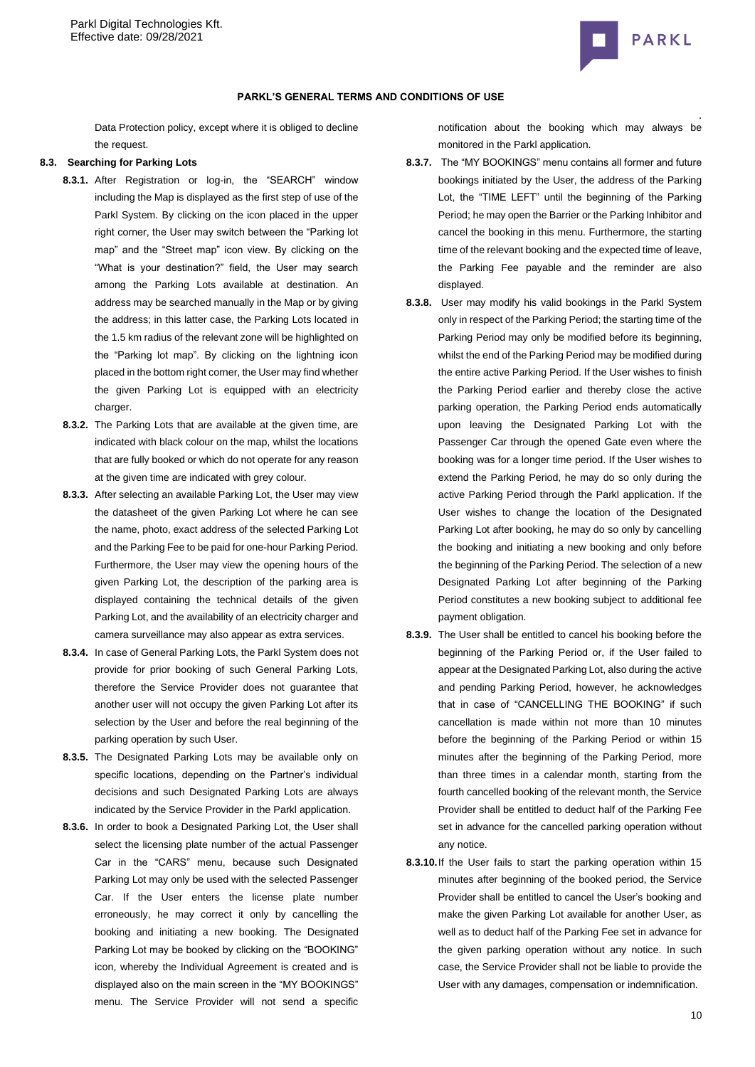Data Protection policy, except where it is obliged to decline the request.

**8.3. Searching for Parking Lots**

**8.3.1.** After Registration or log-in, the "SEARCH" window including the Map is displayed as the first step of use of the Parkl System. By clicking on the icon placed in the upper right corner, the User may switch between the "Parking lot map" and the "Street map" icon view. By clicking on the "What is your destination?" field, the User may search among the Parking Lots available at destination. An address may be searched manually in the Map or by giving the address; in this latter case, the Parking Lots located in the 1.5 km radius of the relevant zone will be highlighted on the "Parking lot map". By clicking on the lightning icon placed in the bottom right corner, the User may find whether the given Parking Lot is equipped with an electricity charger.

**8.3.2.** The Parking Lots that are available at the given time, are indicated with black colour on the map, whilst the locations that are fully booked or which do not operate for any reason at the given time are indicated with grey colour.

**8.3.3.** After selecting an available Parking Lot, the User may view the datasheet of the given Parking Lot where he can see the name, photo, exact address of the selected Parking Lot and the Parking Fee to be paid for one-hour Parking Period. Furthermore, the User may view the opening hours of the given Parking Lot, the description of the parking area is displayed containing the technical details of the given Parking Lot, and the availability of an electricity charger and camera surveillance may also appear as extra services.

**8.3.4.** In case of General Parking Lots, the Parkl System does not provide for prior booking of such General Parking Lots, therefore the Service Provider does not guarantee that another user will not occupy the given Parking Lot after its selection by the User and before the real beginning of the parking operation by such User.

**8.3.5.** The Designated Parking Lots may be available only on specific locations, depending on the Partner's individual decisions and such Designated Parking Lots are always indicated by the Service Provider in the Parkl application.

**8.3.6.** In order to book a Designated Parking Lot, the User shall select the licensing plate number of the actual Passenger Car in the "CARS" menu, because such Designated Parking Lot may only be used with the selected Passenger Car. If the User enters the license plate number erroneously, he may correct it only by cancelling the booking and initiating a new booking. The Designated Parking Lot may be booked by clicking on the "BOOKING" icon, whereby the Individual Agreement is created and is displayed also on the main screen in the "MY BOOKINGS" menu. The Service Provider will not send a specific notification about the booking which may always be monitored in the Parkl application.

**8.3.7.** The "MY BOOKINGS" menu contains all former and future bookings initiated by the User, the address of the Parking Lot, the "TIME LEFT" until the beginning of the Parking Period; he may open the Barrier or the Parking Inhibitor and cancel the booking in this menu. Furthermore, the starting time of the relevant booking and the expected time of leave, the Parking Fee payable and the reminder are also displayed.

**8.3.8.** User may modify his valid bookings in the Parkl System only in respect of the Parking Period; the starting time of the Parking Period may only be modified before its beginning, whilst the end of the Parking Period may be modified during the entire active Parking Period. If the User wishes to finish the Parking Period earlier and thereby close the active parking operation, the Parking Period ends automatically upon leaving the Designated Parking Lot with the Passenger Car through the opened Gate even where the booking was for a longer time period. If the User wishes to extend the Parking Period, he may do so only during the active Parking Period through the Parkl application. If the User wishes to change the location of the Designated Parking Lot after booking, he may do so only by cancelling the booking and initiating a new booking and only before the beginning of the Parking Period. The selection of a new Designated Parking Lot after beginning of the Parking Period constitutes a new booking subject to additional fee payment obligation.

**8.3.9.** The User shall be entitled to cancel his booking before the beginning of the Parking Period or, if the User failed to appear at the Designated Parking Lot, also during the active and pending Parking Period, however, he acknowledges that in case of "CANCELLING THE BOOKING" if such cancellation is made within not more than 10 minutes before the beginning of the Parking Period or within 15 minutes after the beginning of the Parking Period, more than three times in a calendar month, starting from the fourth cancelled booking of the relevant month, the Service Provider shall be entitled to deduct half of the Parking Fee set in advance for the cancelled parking operation without any notice.

**8.3.10.** If the User fails to start the parking operation within 15 minutes after beginning of the booked period, the Service Provider shall be entitled to cancel the User's booking and make the given Parking Lot available for another User, as well as to deduct half of the Parking Fee set in advance for the given parking operation without any notice. In such case, the Service Provider shall not be liable to provide the User with any damages, compensation or indemnification.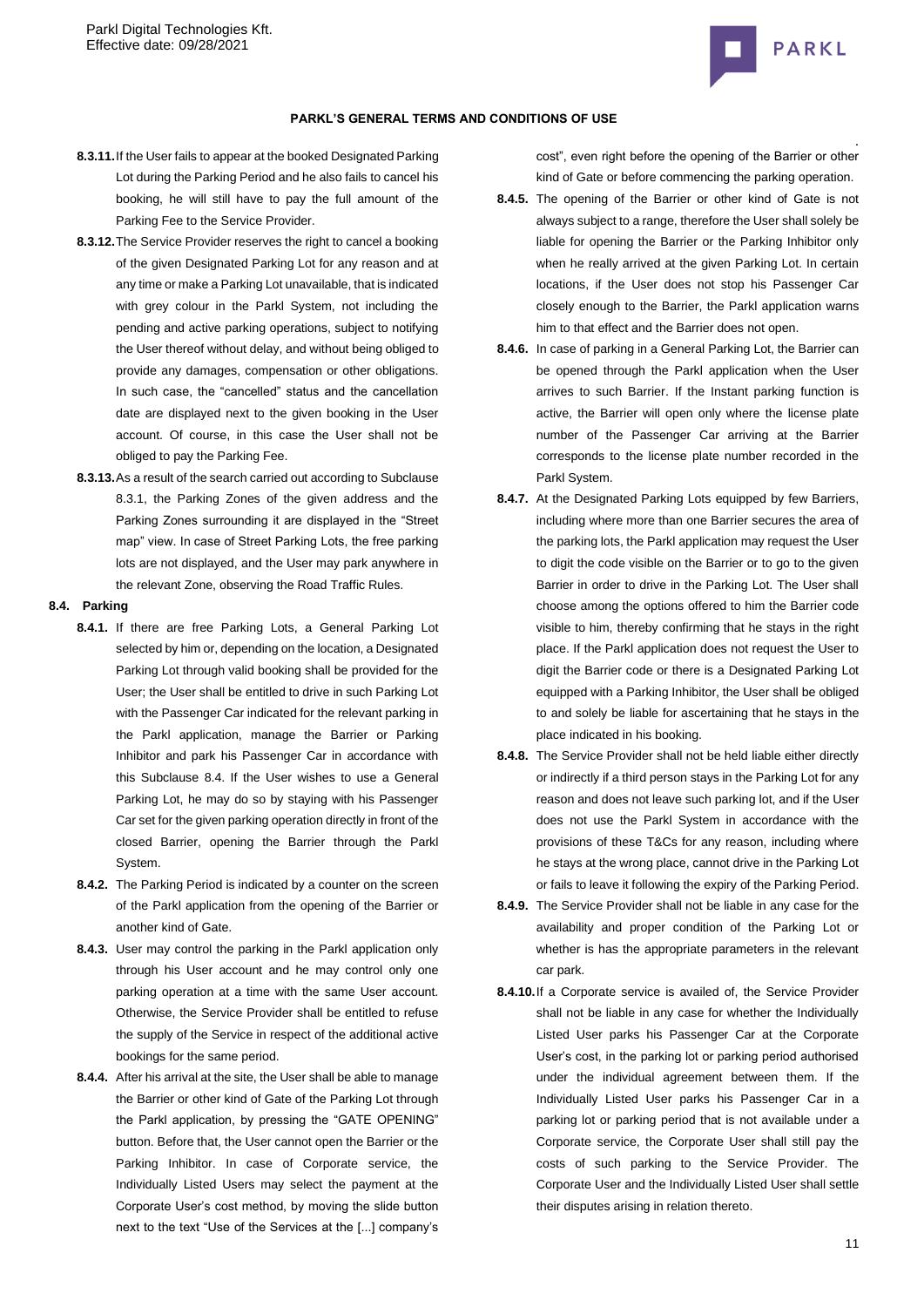**8.3.11.** If the User fails to appear at the booked Designated Parking Lot during the Parking Period and he also fails to cancel his booking, he will still have to pay the full amount of the Parking Fee to the Service Provider.

**8.3.12.** The Service Provider reserves the right to cancel a booking of the given Designated Parking Lot for any reason and at any time or make a Parking Lot unavailable, that is indicated with grey colour in the Parkl System, not including the pending and active parking operations, subject to notifying the User thereof without delay, and without being obliged to provide any damages, compensation or other obligations. In such case, the "cancelled" status and the cancellation date are displayed next to the given booking in the User account. Of course, in this case the User shall not be obliged to pay the Parking Fee.

**8.3.13.** As a result of the search carried out according to Subclause 8.3.1, the Parking Zones of the given address and the Parking Zones surrounding it are displayed in the "Street map" view. In case of Street Parking Lots, the free parking lots are not displayed, and the User may park anywhere in the relevant Zone, observing the Road Traffic Rules.

**8.4. Parking**

**8.4.1.** If there are free Parking Lots, a General Parking Lot selected by him or, depending on the location, a Designated Parking Lot through valid booking shall be provided for the User; the User shall be entitled to drive in such Parking Lot with the Passenger Car indicated for the relevant parking in the Parkl application, manage the Barrier or Parking Inhibitor and park his Passenger Car in accordance with this Subclause 8.4. If the User wishes to use a General Parking Lot, he may do so by staying with his Passenger Car set for the given parking operation directly in front of the closed Barrier, opening the Barrier through the Parkl System.

**8.4.2.** The Parking Period is indicated by a counter on the screen of the Parkl application from the opening of the Barrier or another kind of Gate.

**8.4.3.** User may control the parking in the Parkl application only through his User account and he may control only one parking operation at a time with the same User account. Otherwise, the Service Provider shall be entitled to refuse the supply of the Service in respect of the additional active bookings for the same period.

**8.4.4.** After his arrival at the site, the User shall be able to manage the Barrier or other kind of Gate of the Parking Lot through the Parkl application, by pressing the "GATE OPENING" button. Before that, the User cannot open the Barrier or the Parking Inhibitor. In case of Corporate service, the Individually Listed Users may select the payment at the Corporate User's cost method, by moving the slide button next to the text "Use of the Services at the [...] company's cost", even right before the opening of the Barrier or other kind of Gate or before commencing the parking operation.

**8.4.5.** The opening of the Barrier or other kind of Gate is not always subject to a range, therefore the User shall solely be liable for opening the Barrier or the Parking Inhibitor only when he really arrived at the given Parking Lot. In certain locations, if the User does not stop his Passenger Car closely enough to the Barrier, the Parkl application warns him to that effect and the Barrier does not open.

**8.4.6.** In case of parking in a General Parking Lot, the Barrier can be opened through the Parkl application when the User arrives to such Barrier. If the Instant parking function is active, the Barrier will open only where the license plate number of the Passenger Car arriving at the Barrier corresponds to the license plate number recorded in the Parkl System.

**8.4.7.** At the Designated Parking Lots equipped by few Barriers, including where more than one Barrier secures the area of the parking lots, the Parkl application may request the User to digit the code visible on the Barrier or to go to the given Barrier in order to drive in the Parking Lot. The User shall choose among the options offered to him the Barrier code visible to him, thereby confirming that he stays in the right place. If the Parkl application does not request the User to digit the Barrier code or there is a Designated Parking Lot equipped with a Parking Inhibitor, the User shall be obliged to and solely be liable for ascertaining that he stays in the place indicated in his booking.

**8.4.8.** The Service Provider shall not be held liable either directly or indirectly if a third person stays in the Parking Lot for any reason and does not leave such parking lot, and if the User does not use the Parkl System in accordance with the provisions of these T&Cs for any reason, including where he stays at the wrong place, cannot drive in the Parking Lot or fails to leave it following the expiry of the Parking Period.

**8.4.9.** The Service Provider shall not be liable in any case for the availability and proper condition of the Parking Lot or whether is has the appropriate parameters in the relevant car park.

**8.4.10.** If a Corporate service is availed of, the Service Provider shall not be liable in any case for whether the Individually Listed User parks his Passenger Car at the Corporate User's cost, in the parking lot or parking period authorised under the individual agreement between them. If the Individually Listed User parks his Passenger Car in a parking lot or parking period that is not available under a Corporate service, the Corporate User shall still pay the costs of such parking to the Service Provider. The Corporate User and the Individually Listed User shall settle their disputes arising in relation thereto.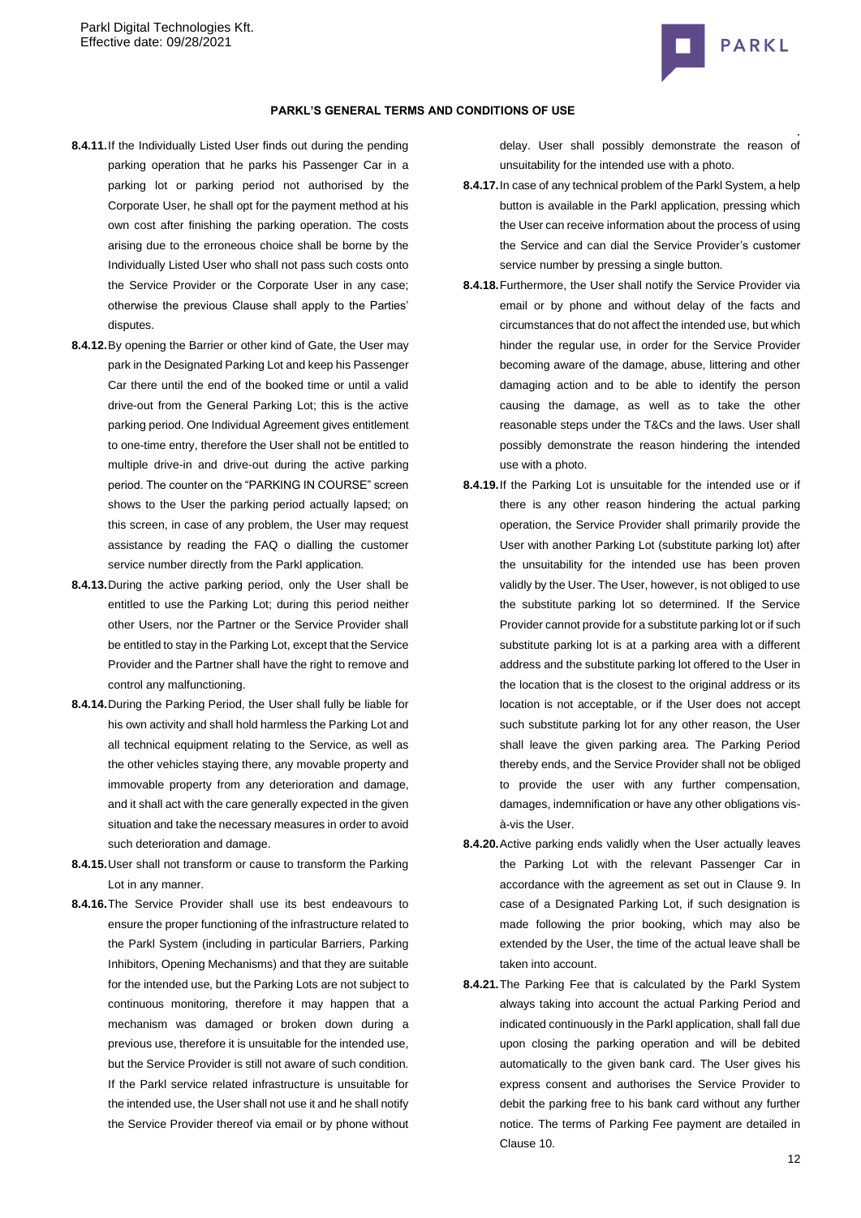**8.4.11.** If the Individually Listed User finds out during the pending parking operation that he parks his Passenger Car in a parking lot or parking period not authorised by the Corporate User, he shall opt for the payment method at his own cost after finishing the parking operation. The costs arising due to the erroneous choice shall be borne by the Individually Listed User who shall not pass such costs onto the Service Provider or the Corporate User in any case; otherwise the previous Clause shall apply to the Parties' disputes.

**8.4.12.** By opening the Barrier or other kind of Gate, the User may park in the Designated Parking Lot and keep his Passenger Car there until the end of the booked time or until a valid drive-out from the General Parking Lot; this is the active parking period. One Individual Agreement gives entitlement to one-time entry, therefore the User shall not be entitled to multiple drive-in and drive-out during the active parking period. The counter on the "PARKING IN COURSE" screen shows to the User the parking period actually lapsed; on this screen, in case of any problem, the User may request assistance by reading the FAQ o dialling the customer service number directly from the Parkl application.

**8.4.13.** During the active parking period, only the User shall be entitled to use the Parking Lot; during this period neither other Users, nor the Partner or the Service Provider shall be entitled to stay in the Parking Lot, except that the Service Provider and the Partner shall have the right to remove and control any malfunctioning.

**8.4.14.** During the Parking Period, the User shall fully be liable for his own activity and shall hold harmless the Parking Lot and all technical equipment relating to the Service, as well as the other vehicles staying there, any movable property and immovable property from any deterioration and damage, and it shall act with the care generally expected in the given situation and take the necessary measures in order to avoid such deterioration and damage.

**8.4.15.** User shall not transform or cause to transform the Parking Lot in any manner.

**8.4.16.** The Service Provider shall use its best endeavours to ensure the proper functioning of the infrastructure related to the Parkl System (including in particular Barriers, Parking Inhibitors, Opening Mechanisms) and that they are suitable for the intended use, but the Parking Lots are not subject to continuous monitoring, therefore it may happen that a mechanism was damaged or broken down during a previous use, therefore it is unsuitable for the intended use, but the Service Provider is still not aware of such condition. If the Parkl service related infrastructure is unsuitable for the intended use, the User shall not use it and he shall notify the Service Provider thereof via email or by phone without delay. User shall possibly demonstrate the reason of unsuitability for the intended use with a photo.

**8.4.17.** In case of any technical problem of the Parkl System, a help button is available in the Parkl application, pressing which the User can receive information about the process of using the Service and can dial the Service Provider's customer service number by pressing a single button.

**8.4.18.** Furthermore, the User shall notify the Service Provider via email or by phone and without delay of the facts and circumstances that do not affect the intended use, but which hinder the regular use, in order for the Service Provider becoming aware of the damage, abuse, littering and other damaging action and to be able to identify the person causing the damage, as well as to take the other reasonable steps under the T&Cs and the laws. User shall possibly demonstrate the reason hindering the intended use with a photo.

**8.4.19.** If the Parking Lot is unsuitable for the intended use or if there is any other reason hindering the actual parking operation, the Service Provider shall primarily provide the User with another Parking Lot (substitute parking lot) after the unsuitability for the intended use has been proven validly by the User. The User, however, is not obliged to use the substitute parking lot so determined. If the Service Provider cannot provide for a substitute parking lot or if such substitute parking lot is at a parking area with a different address and the substitute parking lot offered to the User in the location that is the closest to the original address or its location is not acceptable, or if the User does not accept such substitute parking lot for any other reason, the User shall leave the given parking area. The Parking Period thereby ends, and the Service Provider shall not be obliged to provide the user with any further compensation, damages, indemnification or have any other obligations vis-à-vis the User.

**8.4.20.** Active parking ends validly when the User actually leaves the Parking Lot with the relevant Passenger Car in accordance with the agreement as set out in Clause 9. In case of a Designated Parking Lot, if such designation is made following the prior booking, which may also be extended by the User, the time of the actual leave shall be taken into account.

**8.4.21.** The Parking Fee that is calculated by the Parkl System always taking into account the actual Parking Period and indicated continuously in the Parkl application, shall fall due upon closing the parking operation and will be debited automatically to the given bank card. The User gives his express consent and authorises the Service Provider to debit the parking free to his bank card without any further notice. The terms of Parking Fee payment are detailed in Clause 10.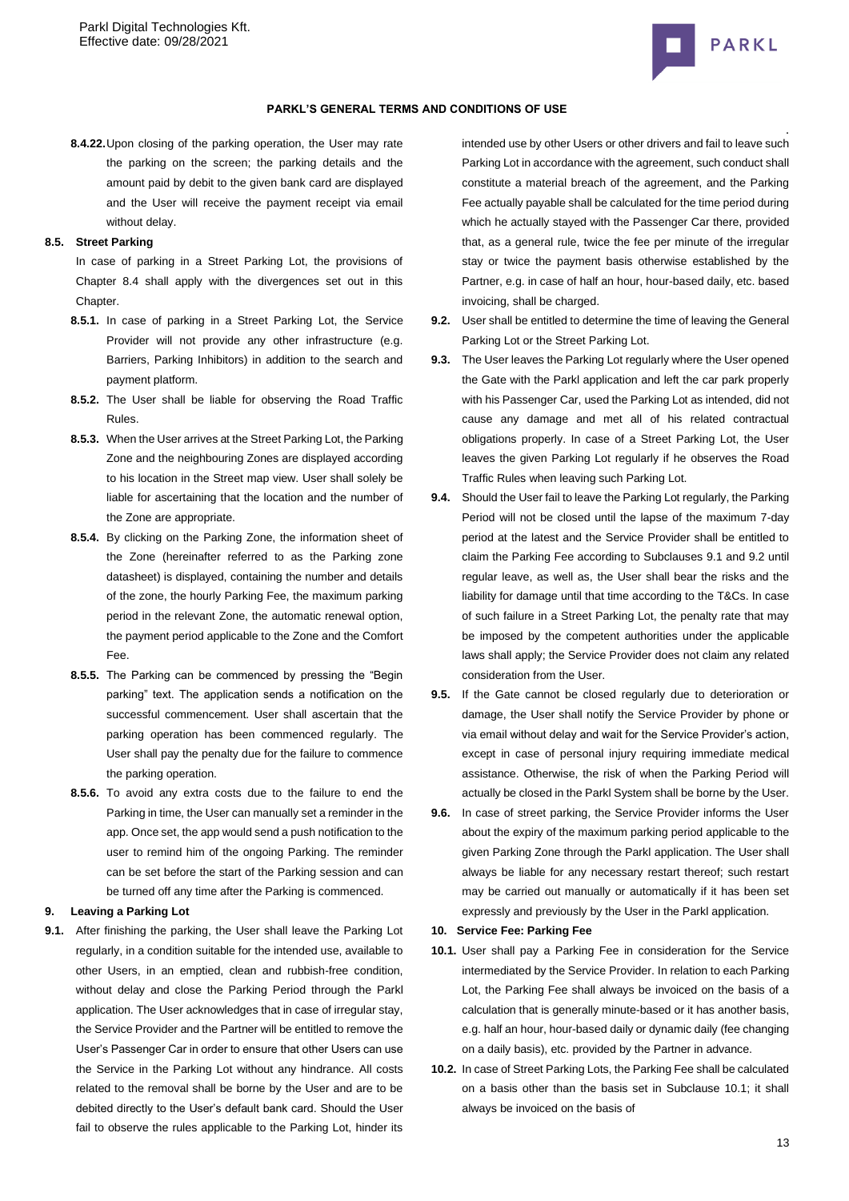**8.4.22.** Upon closing of the parking operation, the User may rate the parking on the screen; the parking details and the amount paid by debit to the given bank card are displayed and the User will receive the payment receipt via email without delay.

**8.5. Street Parking**

In case of parking in a Street Parking Lot, the provisions of Chapter 8.4 shall apply with the divergences set out in this Chapter.

**8.5.1.** In case of parking in a Street Parking Lot, the Service Provider will not provide any other infrastructure (e.g. Barriers, Parking Inhibitors) in addition to the search and payment platform.

**8.5.2.** The User shall be liable for observing the Road Traffic Rules.

**8.5.3.** When the User arrives at the Street Parking Lot, the Parking Zone and the neighbouring Zones are displayed according to his location in the Street map view. User shall solely be liable for ascertaining that the location and the number of the Zone are appropriate.

**8.5.4.** By clicking on the Parking Zone, the information sheet of the Zone (hereinafter referred to as the Parking zone datasheet) is displayed, containing the number and details of the zone, the hourly Parking Fee, the maximum parking period in the relevant Zone, the automatic renewal option, the payment period applicable to the Zone and the Comfort Fee.

**8.5.5.** The Parking can be commenced by pressing the "Begin parking" text. The application sends a notification on the successful commencement. User shall ascertain that the parking operation has been commenced regularly. The User shall pay the penalty due for the failure to commence the parking operation.

**8.5.6.** To avoid any extra costs due to the failure to end the Parking in time, the User can manually set a reminder in the app. Once set, the app would send a push notification to the user to remind him of the ongoing Parking. The reminder can be set before the start of the Parking session and can be turned off any time after the Parking is commenced.

**9. Leaving a Parking Lot**

**9.1.** After finishing the parking, the User shall leave the Parking Lot regularly, in a condition suitable for the intended use, available to other Users, in an emptied, clean and rubbish-free condition, without delay and close the Parking Period through the Parkl application. The User acknowledges that in case of irregular stay, the Service Provider and the Partner will be entitled to remove the User's Passenger Car in order to ensure that other Users can use the Service in the Parking Lot without any hindrance. All costs related to the removal shall be borne by the User and are to be debited directly to the User's default bank card. Should the User fail to observe the rules applicable to the Parking Lot, hinder its intended use by other Users or other drivers and fail to leave such Parking Lot in accordance with the agreement, such conduct shall constitute a material breach of the agreement, and the Parking Fee actually payable shall be calculated for the time period during which he actually stayed with the Passenger Car there, provided that, as a general rule, twice the fee per minute of the irregular stay or twice the payment basis otherwise established by the Partner, e.g. in case of half an hour, hour-based daily, etc. based invoicing, shall be charged.

**9.2.** User shall be entitled to determine the time of leaving the General Parking Lot or the Street Parking Lot.

**9.3.** The User leaves the Parking Lot regularly where the User opened the Gate with the Parkl application and left the car park properly with his Passenger Car, used the Parking Lot as intended, did not cause any damage and met all of his related contractual obligations properly. In case of a Street Parking Lot, the User leaves the given Parking Lot regularly if he observes the Road Traffic Rules when leaving such Parking Lot.

**9.4.** Should the User fail to leave the Parking Lot regularly, the Parking Period will not be closed until the lapse of the maximum 7-day period at the latest and the Service Provider shall be entitled to claim the Parking Fee according to Subclauses 9.1 and 9.2 until regular leave, as well as, the User shall bear the risks and the liability for damage until that time according to the T&Cs. In case of such failure in a Street Parking Lot, the penalty rate that may be imposed by the competent authorities under the applicable laws shall apply; the Service Provider does not claim any related consideration from the User.

**9.5.** If the Gate cannot be closed regularly due to deterioration or damage, the User shall notify the Service Provider by phone or via email without delay and wait for the Service Provider's action, except in case of personal injury requiring immediate medical assistance. Otherwise, the risk of when the Parking Period will actually be closed in the Parkl System shall be borne by the User.

**9.6.** In case of street parking, the Service Provider informs the User about the expiry of the maximum parking period applicable to the given Parking Zone through the Parkl application. The User shall always be liable for any necessary restart thereof; such restart may be carried out manually or automatically if it has been set expressly and previously by the User in the Parkl application.

**10. Service Fee: Parking Fee**

**10.1.** User shall pay a Parking Fee in consideration for the Service intermediated by the Service Provider. In relation to each Parking Lot, the Parking Fee shall always be invoiced on the basis of a calculation that is generally minute-based or it has another basis, e.g. half an hour, hour-based daily or dynamic daily (fee changing on a daily basis), etc. provided by the Partner in advance.

**10.2.** In case of Street Parking Lots, the Parking Fee shall be calculated on a basis other than the basis set in Subclause 10.1; it shall always be invoiced on the basis of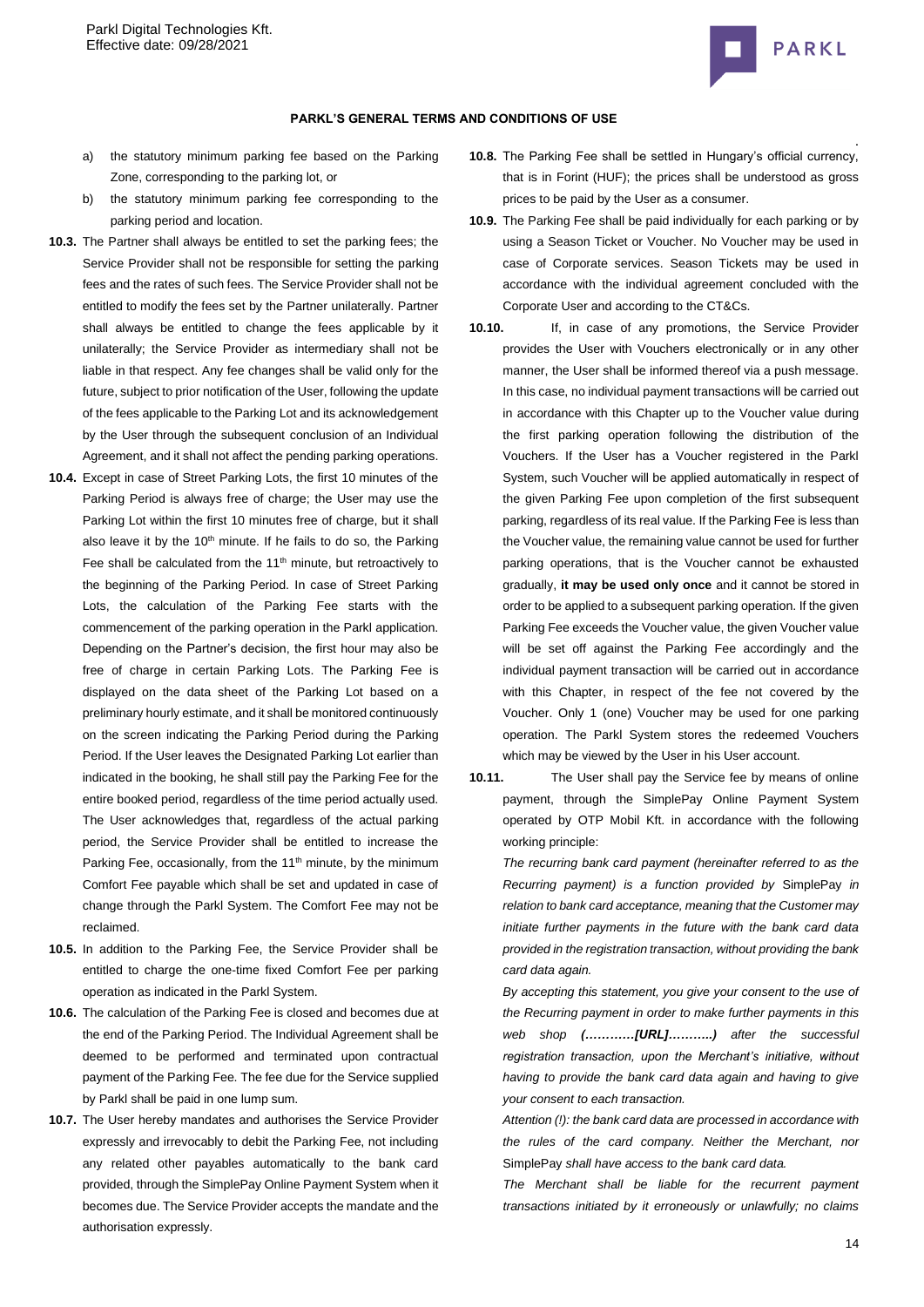a) the statutory minimum parking fee based on the Parking Zone, corresponding to the parking lot, or

b) the statutory minimum parking fee corresponding to the parking period and location.

**10.3.** The Partner shall always be entitled to set the parking fees; the Service Provider shall not be responsible for setting the parking fees and the rates of such fees. The Service Provider shall not be entitled to modify the fees set by the Partner unilaterally. Partner shall always be entitled to change the fees applicable by it unilaterally; the Service Provider as intermediary shall not be liable in that respect. Any fee changes shall be valid only for the future, subject to prior notification of the User, following the update of the fees applicable to the Parking Lot and its acknowledgement by the User through the subsequent conclusion of an Individual Agreement, and it shall not affect the pending parking operations.

**10.4.** Except in case of Street Parking Lots, the first 10 minutes of the Parking Period is always free of charge; the User may use the Parking Lot within the first 10 minutes free of charge, but it shall also leave it by the 10th minute. If he fails to do so, the Parking Fee shall be calculated from the 11th minute, but retroactively to the beginning of the Parking Period. In case of Street Parking Lots, the calculation of the Parking Fee starts with the commencement of the parking operation in the Parkl application. Depending on the Partner's decision, the first hour may also be free of charge in certain Parking Lots. The Parking Fee is displayed on the data sheet of the Parking Lot based on a preliminary hourly estimate, and it shall be monitored continuously on the screen indicating the Parking Period during the Parking Period. If the User leaves the Designated Parking Lot earlier than indicated in the booking, he shall still pay the Parking Fee for the entire booked period, regardless of the time period actually used. The User acknowledges that, regardless of the actual parking period, the Service Provider shall be entitled to increase the Parking Fee, occasionally, from the 11th minute, by the minimum Comfort Fee payable which shall be set and updated in case of change through the Parkl System. The Comfort Fee may not be reclaimed.

**10.5.** In addition to the Parking Fee, the Service Provider shall be entitled to charge the one-time fixed Comfort Fee per parking operation as indicated in the Parkl System.

**10.6.** The calculation of the Parking Fee is closed and becomes due at the end of the Parking Period. The Individual Agreement shall be deemed to be performed and terminated upon contractual payment of the Parking Fee. The fee due for the Service supplied by Parkl shall be paid in one lump sum.

**10.7.** The User hereby mandates and authorises the Service Provider expressly and irrevocably to debit the Parking Fee, not including any related other payables automatically to the bank card provided, through the SimplePay Online Payment System when it becomes due. The Service Provider accepts the mandate and the authorisation expressly.

**10.8.** The Parking Fee shall be settled in Hungary's official currency, that is in Forint (HUF); the prices shall be understood as gross prices to be paid by the User as a consumer.

**10.9.** The Parking Fee shall be paid individually for each parking or by using a Season Ticket or Voucher. No Voucher may be used in case of Corporate services. Season Tickets may be used in accordance with the individual agreement concluded with the Corporate User and according to the CT&Cs.

**10.10.** If, in case of any promotions, the Service Provider provides the User with Vouchers electronically or in any other manner, the User shall be informed thereof via a push message. In this case, no individual payment transactions will be carried out in accordance with this Chapter up to the Voucher value during the first parking operation following the distribution of the Vouchers. If the User has a Voucher registered in the Parkl System, such Voucher will be applied automatically in respect of the given Parking Fee upon completion of the first subsequent parking, regardless of its real value. If the Parking Fee is less than the Voucher value, the remaining value cannot be used for further parking operations, that is the Voucher cannot be exhausted gradually, **it may be used only once** and it cannot be stored in order to be applied to a subsequent parking operation. If the given Parking Fee exceeds the Voucher value, the given Voucher value will be set off against the Parking Fee accordingly and the individual payment transaction will be carried out in accordance with this Chapter, in respect of the fee not covered by the Voucher. Only 1 (one) Voucher may be used for one parking operation. The Parkl System stores the redeemed Vouchers which may be viewed by the User in his User account.

**10.11.** The User shall pay the Service fee by means of online payment, through the SimplePay Online Payment System operated by OTP Mobil Kft. in accordance with the following working principle:

*The recurring bank card payment (hereinafter referred to as the Recurring payment) is a function provided by* SimplePay *in relation to bank card acceptance, meaning that the Customer may initiate further payments in the future with the bank card data provided in the registration transaction, without providing the bank card data again.*

*By accepting this statement, you give your consent to the use of the Recurring payment in order to make further payments in this web shop* ***(…………[URL]………..)*** *after the successful registration transaction, upon the Merchant's initiative, without having to provide the bank card data again and having to give your consent to each transaction.*

*Attention (!): the bank card data are processed in accordance with the rules of the card company. Neither the Merchant, nor* SimplePay *shall have access to the bank card data.*

*The Merchant shall be liable for the recurrent payment transactions initiated by it erroneously or unlawfully; no claims*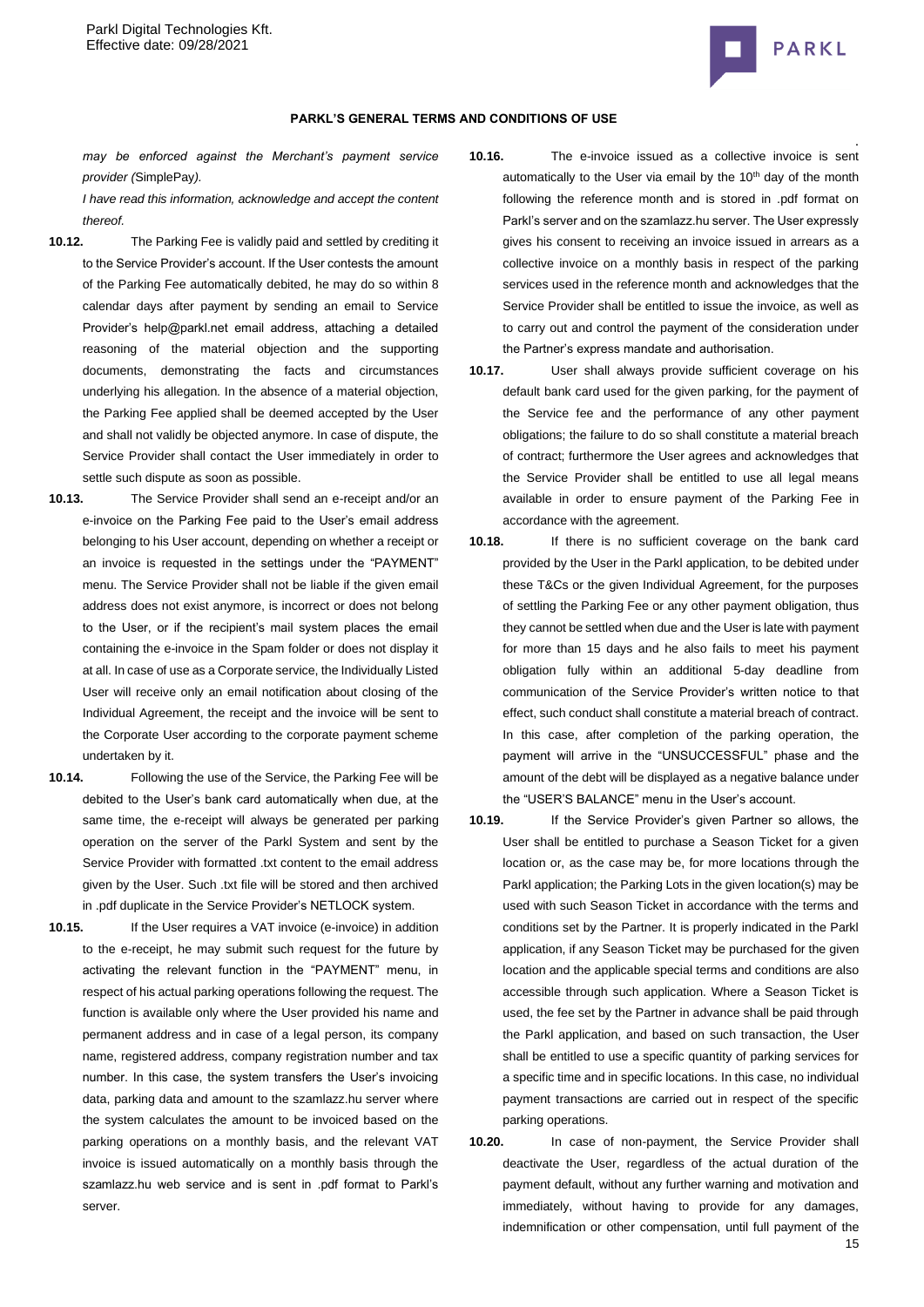*may be enforced against the Merchant's payment service provider (*SimplePay*).*

*I have read this information, acknowledge and accept the content thereof.*

**10.12.** The Parking Fee is validly paid and settled by crediting it to the Service Provider's account. If the User contests the amount of the Parking Fee automatically debited, he may do so within 8 calendar days after payment by sending an email to Service Provider's help@parkl.net email address, attaching a detailed reasoning of the material objection and the supporting documents, demonstrating the facts and circumstances underlying his allegation. In the absence of a material objection, the Parking Fee applied shall be deemed accepted by the User and shall not validly be objected anymore. In case of dispute, the Service Provider shall contact the User immediately in order to settle such dispute as soon as possible.

**10.13.** The Service Provider shall send an e-receipt and/or an e-invoice on the Parking Fee paid to the User's email address belonging to his User account, depending on whether a receipt or an invoice is requested in the settings under the "PAYMENT" menu. The Service Provider shall not be liable if the given email address does not exist anymore, is incorrect or does not belong to the User, or if the recipient's mail system places the email containing the e-invoice in the Spam folder or does not display it at all. In case of use as a Corporate service, the Individually Listed User will receive only an email notification about closing of the Individual Agreement, the receipt and the invoice will be sent to the Corporate User according to the corporate payment scheme undertaken by it.

**10.14.** Following the use of the Service, the Parking Fee will be debited to the User's bank card automatically when due, at the same time, the e-receipt will always be generated per parking operation on the server of the Parkl System and sent by the Service Provider with formatted .txt content to the email address given by the User. Such .txt file will be stored and then archived in .pdf duplicate in the Service Provider's NETLOCK system.

**10.15.** If the User requires a VAT invoice (e-invoice) in addition to the e-receipt, he may submit such request for the future by activating the relevant function in the "PAYMENT" menu, in respect of his actual parking operations following the request. The function is available only where the User provided his name and permanent address and in case of a legal person, its company name, registered address, company registration number and tax number. In this case, the system transfers the User's invoicing data, parking data and amount to the szamlazz.hu server where the system calculates the amount to be invoiced based on the parking operations on a monthly basis, and the relevant VAT invoice is issued automatically on a monthly basis through the szamlazz.hu web service and is sent in .pdf format to Parkl's server.

**10.16.** The e-invoice issued as a collective invoice is sent automatically to the User via email by the 10th day of the month following the reference month and is stored in .pdf format on Parkl's server and on the szamlazz.hu server. The User expressly gives his consent to receiving an invoice issued in arrears as a collective invoice on a monthly basis in respect of the parking services used in the reference month and acknowledges that the Service Provider shall be entitled to issue the invoice, as well as to carry out and control the payment of the consideration under the Partner's express mandate and authorisation.

**10.17.** User shall always provide sufficient coverage on his default bank card used for the given parking, for the payment of the Service fee and the performance of any other payment obligations; the failure to do so shall constitute a material breach of contract; furthermore the User agrees and acknowledges that the Service Provider shall be entitled to use all legal means available in order to ensure payment of the Parking Fee in accordance with the agreement.

**10.18.** If there is no sufficient coverage on the bank card provided by the User in the Parkl application, to be debited under these T&Cs or the given Individual Agreement, for the purposes of settling the Parking Fee or any other payment obligation, thus they cannot be settled when due and the User is late with payment for more than 15 days and he also fails to meet his payment obligation fully within an additional 5-day deadline from communication of the Service Provider's written notice to that effect, such conduct shall constitute a material breach of contract. In this case, after completion of the parking operation, the payment will arrive in the "UNSUCCESSFUL" phase and the amount of the debt will be displayed as a negative balance under the "USER'S BALANCE" menu in the User's account.

**10.19.** If the Service Provider's given Partner so allows, the User shall be entitled to purchase a Season Ticket for a given location or, as the case may be, for more locations through the Parkl application; the Parking Lots in the given location(s) may be used with such Season Ticket in accordance with the terms and conditions set by the Partner. It is properly indicated in the Parkl application, if any Season Ticket may be purchased for the given location and the applicable special terms and conditions are also accessible through such application. Where a Season Ticket is used, the fee set by the Partner in advance shall be paid through the Parkl application, and based on such transaction, the User shall be entitled to use a specific quantity of parking services for a specific time and in specific locations. In this case, no individual payment transactions are carried out in respect of the specific parking operations.

**10.20.** In case of non-payment, the Service Provider shall deactivate the User, regardless of the actual duration of the payment default, without any further warning and motivation and immediately, without having to provide for any damages, indemnification or other compensation, until full payment of the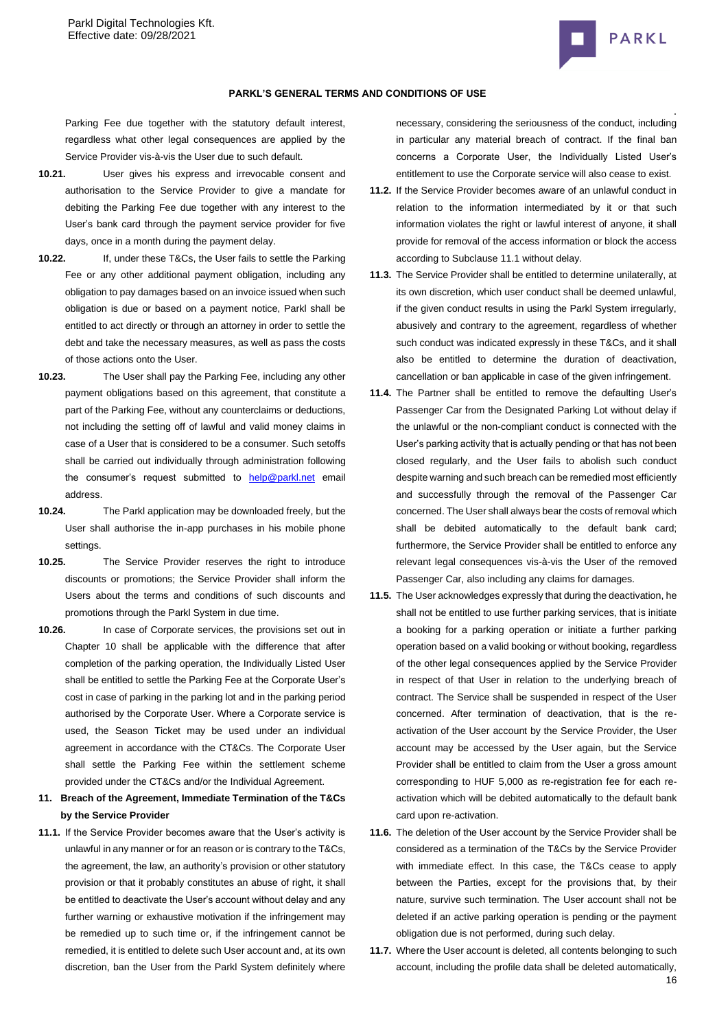Parking Fee due together with the statutory default interest, regardless what other legal consequences are applied by the Service Provider vis-à-vis the User due to such default.

**10.21.** User gives his express and irrevocable consent and authorisation to the Service Provider to give a mandate for debiting the Parking Fee due together with any interest to the User's bank card through the payment service provider for five days, once in a month during the payment delay.

**10.22.** If, under these T&Cs, the User fails to settle the Parking Fee or any other additional payment obligation, including any obligation to pay damages based on an invoice issued when such obligation is due or based on a payment notice, Parkl shall be entitled to act directly or through an attorney in order to settle the debt and take the necessary measures, as well as pass the costs of those actions onto the User.

**10.23.** The User shall pay the Parking Fee, including any other payment obligations based on this agreement, that constitute a part of the Parking Fee, without any counterclaims or deductions, not including the setting off of lawful and valid money claims in case of a User that is considered to be a consumer. Such setoffs shall be carried out individually through administration following the consumer's request submitted to help@parkl.net email address.

**10.24.** The Parkl application may be downloaded freely, but the User shall authorise the in-app purchases in his mobile phone settings.

**10.25.** The Service Provider reserves the right to introduce discounts or promotions; the Service Provider shall inform the Users about the terms and conditions of such discounts and promotions through the Parkl System in due time.

**10.26.** In case of Corporate services, the provisions set out in Chapter 10 shall be applicable with the difference that after completion of the parking operation, the Individually Listed User shall be entitled to settle the Parking Fee at the Corporate User's cost in case of parking in the parking lot and in the parking period authorised by the Corporate User. Where a Corporate service is used, the Season Ticket may be used under an individual agreement in accordance with the CT&Cs. The Corporate User shall settle the Parking Fee within the settlement scheme provided under the CT&Cs and/or the Individual Agreement.

## 11. Breach of the Agreement, Immediate Termination of the T&Cs by the Service Provider

**11.1.** If the Service Provider becomes aware that the User's activity is unlawful in any manner or for an reason or is contrary to the T&Cs, the agreement, the law, an authority's provision or other statutory provision or that it probably constitutes an abuse of right, it shall be entitled to deactivate the User's account without delay and any further warning or exhaustive motivation if the infringement may be remedied up to such time or, if the infringement cannot be remedied, it is entitled to delete such User account and, at its own discretion, ban the User from the Parkl System definitely where necessary, considering the seriousness of the conduct, including in particular any material breach of contract. If the final ban concerns a Corporate User, the Individually Listed User's entitlement to use the Corporate service will also cease to exist.

**11.2.** If the Service Provider becomes aware of an unlawful conduct in relation to the information intermediated by it or that such information violates the right or lawful interest of anyone, it shall provide for removal of the access information or block the access according to Subclause 11.1 without delay.

**11.3.** The Service Provider shall be entitled to determine unilaterally, at its own discretion, which user conduct shall be deemed unlawful, if the given conduct results in using the Parkl System irregularly, abusively and contrary to the agreement, regardless of whether such conduct was indicated expressly in these T&Cs, and it shall also be entitled to determine the duration of deactivation, cancellation or ban applicable in case of the given infringement.

**11.4.** The Partner shall be entitled to remove the defaulting User's Passenger Car from the Designated Parking Lot without delay if the unlawful or the non-compliant conduct is connected with the User's parking activity that is actually pending or that has not been closed regularly, and the User fails to abolish such conduct despite warning and such breach can be remedied most efficiently and successfully through the removal of the Passenger Car concerned. The User shall always bear the costs of removal which shall be debited automatically to the default bank card; furthermore, the Service Provider shall be entitled to enforce any relevant legal consequences vis-à-vis the User of the removed Passenger Car, also including any claims for damages.

**11.5.** The User acknowledges expressly that during the deactivation, he shall not be entitled to use further parking services, that is initiate a booking for a parking operation or initiate a further parking operation based on a valid booking or without booking, regardless of the other legal consequences applied by the Service Provider in respect of that User in relation to the underlying breach of contract. The Service shall be suspended in respect of the User concerned. After termination of deactivation, that is the re-activation of the User account by the Service Provider, the User account may be accessed by the User again, but the Service Provider shall be entitled to claim from the User a gross amount corresponding to HUF 5,000 as re-registration fee for each re-activation which will be debited automatically to the default bank card upon re-activation.

**11.6.** The deletion of the User account by the Service Provider shall be considered as a termination of the T&Cs by the Service Provider with immediate effect. In this case, the T&Cs cease to apply between the Parties, except for the provisions that, by their nature, survive such termination. The User account shall not be deleted if an active parking operation is pending or the payment obligation due is not performed, during such delay.

**11.7.** Where the User account is deleted, all contents belonging to such account, including the profile data shall be deleted automatically,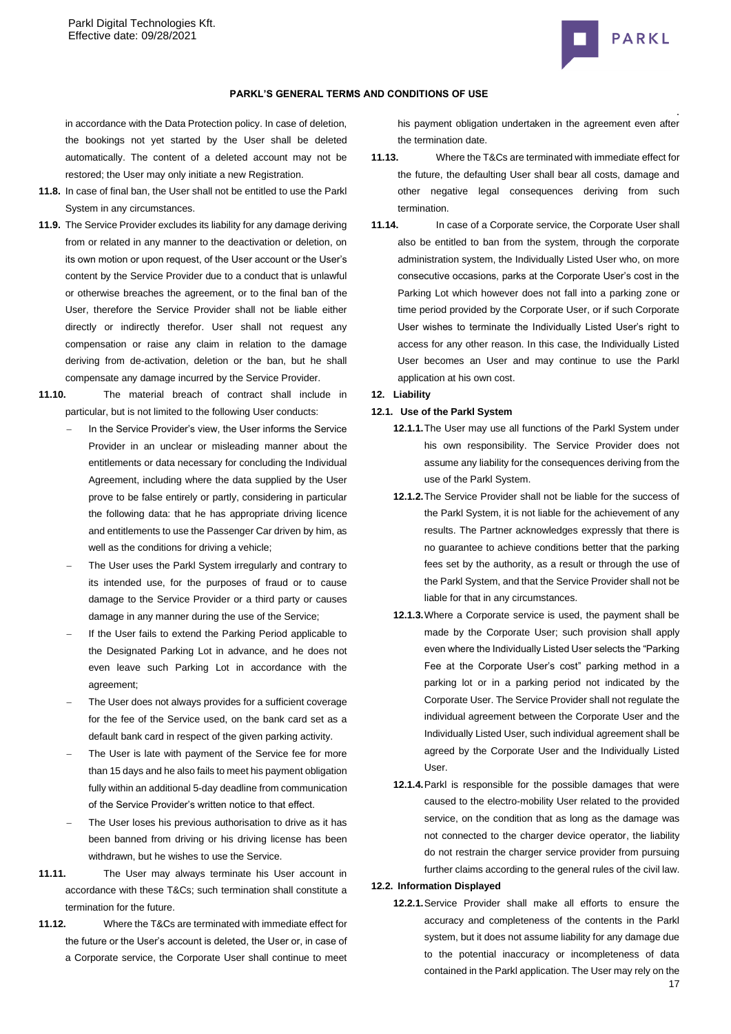in accordance with the Data Protection policy. In case of deletion, the bookings not yet started by the User shall be deleted automatically. The content of a deleted account may not be restored; the User may only initiate a new Registration.

**11.8.** In case of final ban, the User shall not be entitled to use the Parkl System in any circumstances.

**11.9.** The Service Provider excludes its liability for any damage deriving from or related in any manner to the deactivation or deletion, on its own motion or upon request, of the User account or the User's content by the Service Provider due to a conduct that is unlawful or otherwise breaches the agreement, or to the final ban of the User, therefore the Service Provider shall not be liable either directly or indirectly therefor. User shall not request any compensation or raise any claim in relation to the damage deriving from de-activation, deletion or the ban, but he shall compensate any damage incurred by the Service Provider.

**11.10.** The material breach of contract shall include in particular, but is not limited to the following User conducts:

- In the Service Provider's view, the User informs the Service Provider in an unclear or misleading manner about the entitlements or data necessary for concluding the Individual Agreement, including where the data supplied by the User prove to be false entirely or partly, considering in particular the following data: that he has appropriate driving licence and entitlements to use the Passenger Car driven by him, as well as the conditions for driving a vehicle;
- The User uses the Parkl System irregularly and contrary to its intended use, for the purposes of fraud or to cause damage to the Service Provider or a third party or causes damage in any manner during the use of the Service;
- If the User fails to extend the Parking Period applicable to the Designated Parking Lot in advance, and he does not even leave such Parking Lot in accordance with the agreement;
- The User does not always provides for a sufficient coverage for the fee of the Service used, on the bank card set as a default bank card in respect of the given parking activity.
- The User is late with payment of the Service fee for more than 15 days and he also fails to meet his payment obligation fully within an additional 5-day deadline from communication of the Service Provider's written notice to that effect.
- The User loses his previous authorisation to drive as it has been banned from driving or his driving license has been withdrawn, but he wishes to use the Service.

**11.11.** The User may always terminate his User account in accordance with these T&Cs; such termination shall constitute a termination for the future.

**11.12.** Where the T&Cs are terminated with immediate effect for the future or the User's account is deleted, the User or, in case of a Corporate service, the Corporate User shall continue to meet his payment obligation undertaken in the agreement even after the termination date.

**11.13.** Where the T&Cs are terminated with immediate effect for the future, the defaulting User shall bear all costs, damage and other negative legal consequences deriving from such termination.

**11.14.** In case of a Corporate service, the Corporate User shall also be entitled to ban from the system, through the corporate administration system, the Individually Listed User who, on more consecutive occasions, parks at the Corporate User's cost in the Parking Lot which however does not fall into a parking zone or time period provided by the Corporate User, or if such Corporate User wishes to terminate the Individually Listed User's right to access for any other reason. In this case, the Individually Listed User becomes an User and may continue to use the Parkl application at his own cost.

## 12. Liability

### 12.1. Use of the Parkl System

**12.1.1.** The User may use all functions of the Parkl System under his own responsibility. The Service Provider does not assume any liability for the consequences deriving from the use of the Parkl System.

**12.1.2.** The Service Provider shall not be liable for the success of the Parkl System, it is not liable for the achievement of any results. The Partner acknowledges expressly that there is no guarantee to achieve conditions better that the parking fees set by the authority, as a result or through the use of the Parkl System, and that the Service Provider shall not be liable for that in any circumstances.

**12.1.3.** Where a Corporate service is used, the payment shall be made by the Corporate User; such provision shall apply even where the Individually Listed User selects the "Parking Fee at the Corporate User's cost" parking method in a parking lot or in a parking period not indicated by the Corporate User. The Service Provider shall not regulate the individual agreement between the Corporate User and the Individually Listed User, such individual agreement shall be agreed by the Corporate User and the Individually Listed User.

**12.1.4.** Parkl is responsible for the possible damages that were caused to the electro-mobility User related to the provided service, on the condition that as long as the damage was not connected to the charger device operator, the liability do not restrain the charger service provider from pursuing further claims according to the general rules of the civil law.

### 12.2. Information Displayed

**12.2.1.** Service Provider shall make all efforts to ensure the accuracy and completeness of the contents in the Parkl system, but it does not assume liability for any damage due to the potential inaccuracy or incompleteness of data contained in the Parkl application. The User may rely on the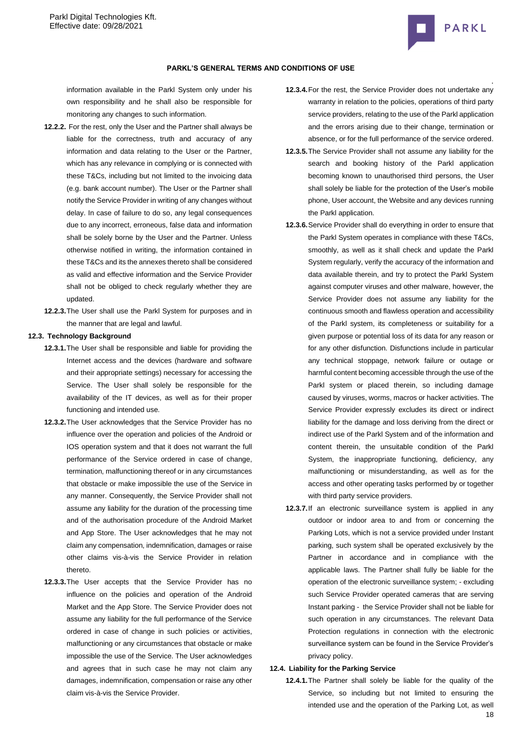information available in the Parkl System only under his own responsibility and he shall also be responsible for monitoring any changes to such information.

**12.2.2.** For the rest, only the User and the Partner shall always be liable for the correctness, truth and accuracy of any information and data relating to the User or the Partner, which has any relevance in complying or is connected with these T&Cs, including but not limited to the invoicing data (e.g. bank account number). The User or the Partner shall notify the Service Provider in writing of any changes without delay. In case of failure to do so, any legal consequences due to any incorrect, erroneous, false data and information shall be solely borne by the User and the Partner. Unless otherwise notified in writing, the information contained in these T&Cs and its the annexes thereto shall be considered as valid and effective information and the Service Provider shall not be obliged to check regularly whether they are updated.

**12.2.3.** The User shall use the Parkl System for purposes and in the manner that are legal and lawful.

**12.3. Technology Background**

**12.3.1.** The User shall be responsible and liable for providing the Internet access and the devices (hardware and software and their appropriate settings) necessary for accessing the Service. The User shall solely be responsible for the availability of the IT devices, as well as for their proper functioning and intended use.

**12.3.2.** The User acknowledges that the Service Provider has no influence over the operation and policies of the Android or IOS operation system and that it does not warrant the full performance of the Service ordered in case of change, termination, malfunctioning thereof or in any circumstances that obstacle or make impossible the use of the Service in any manner. Consequently, the Service Provider shall not assume any liability for the duration of the processing time and of the authorisation procedure of the Android Market and App Store. The User acknowledges that he may not claim any compensation, indemnification, damages or raise other claims vis-à-vis the Service Provider in relation thereto.

**12.3.3.** The User accepts that the Service Provider has no influence on the policies and operation of the Android Market and the App Store. The Service Provider does not assume any liability for the full performance of the Service ordered in case of change in such policies or activities, malfunctioning or any circumstances that obstacle or make impossible the use of the Service. The User acknowledges and agrees that in such case he may not claim any damages, indemnification, compensation or raise any other claim vis-à-vis the Service Provider.

**12.3.4.** For the rest, the Service Provider does not undertake any warranty in relation to the policies, operations of third party service providers, relating to the use of the Parkl application and the errors arising due to their change, termination or absence, or for the full performance of the service ordered.

**12.3.5.** The Service Provider shall not assume any liability for the search and booking history of the Parkl application becoming known to unauthorised third persons, the User shall solely be liable for the protection of the User's mobile phone, User account, the Website and any devices running the Parkl application.

**12.3.6.** Service Provider shall do everything in order to ensure that the Parkl System operates in compliance with these T&Cs, smoothly, as well as it shall check and update the Parkl System regularly, verify the accuracy of the information and data available therein, and try to protect the Parkl System against computer viruses and other malware, however, the Service Provider does not assume any liability for the continuous smooth and flawless operation and accessibility of the Parkl system, its completeness or suitability for a given purpose or potential loss of its data for any reason or for any other disfunction. Disfunctions include in particular any technical stoppage, network failure or outage or harmful content becoming accessible through the use of the Parkl system or placed therein, so including damage caused by viruses, worms, macros or hacker activities. The Service Provider expressly excludes its direct or indirect liability for the damage and loss deriving from the direct or indirect use of the Parkl System and of the information and content therein, the unsuitable condition of the Parkl System, the inappropriate functioning, deficiency, any malfunctioning or misunderstanding, as well as for the access and other operating tasks performed by or together with third party service providers.

**12.3.7.** If an electronic surveillance system is applied in any outdoor or indoor area to and from or concerning the Parking Lots, which is not a service provided under Instant parking, such system shall be operated exclusively by the Partner in accordance and in compliance with the applicable laws. The Partner shall fully be liable for the operation of the electronic surveillance system; - excluding such Service Provider operated cameras that are serving Instant parking - the Service Provider shall not be liable for such operation in any circumstances. The relevant Data Protection regulations in connection with the electronic surveillance system can be found in the Service Provider's privacy policy.

**12.4. Liability for the Parking Service**

**12.4.1.** The Partner shall solely be liable for the quality of the Service, so including but not limited to ensuring the intended use and the operation of the Parking Lot, as well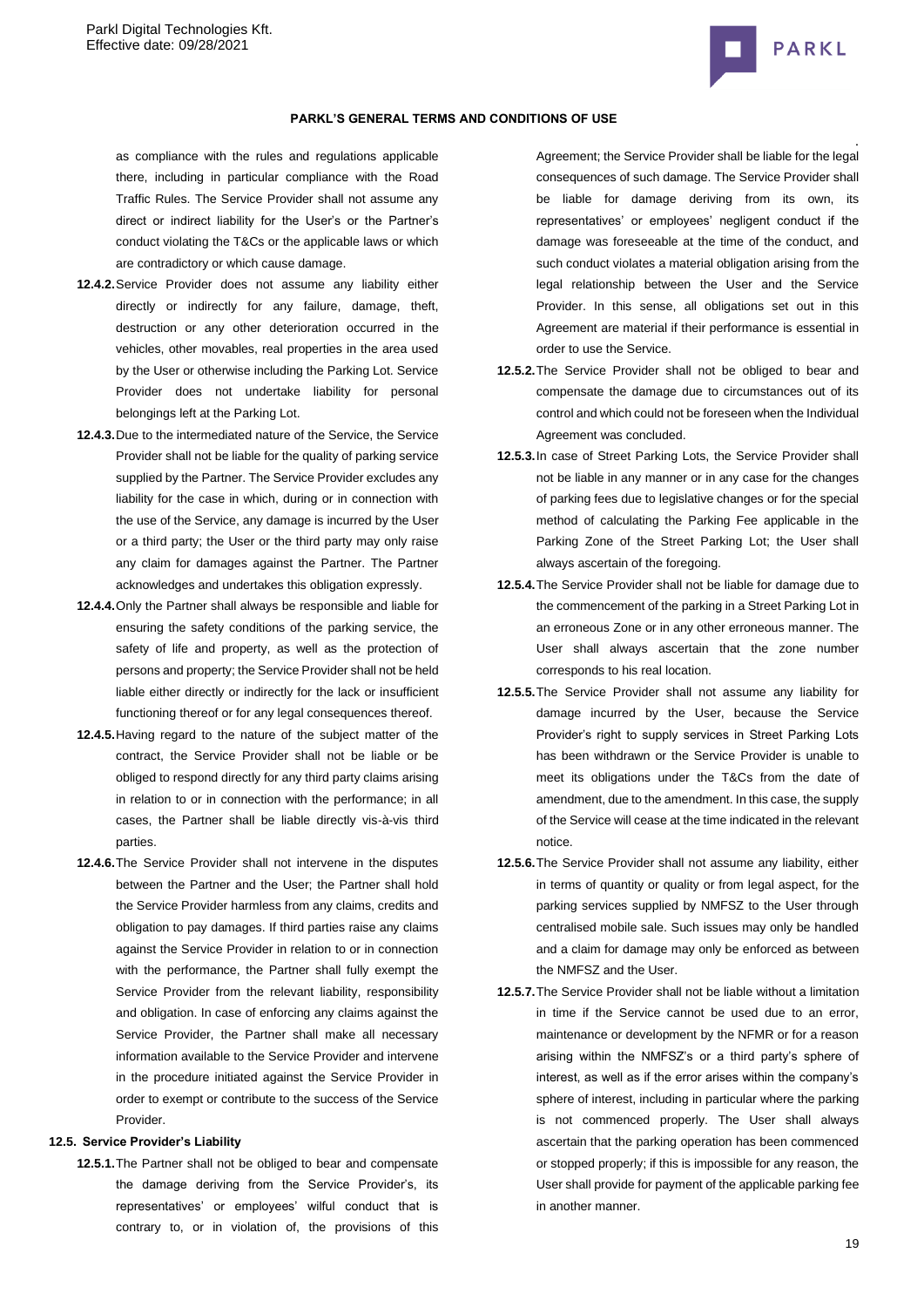as compliance with the rules and regulations applicable there, including in particular compliance with the Road Traffic Rules. The Service Provider shall not assume any direct or indirect liability for the User's or the Partner's conduct violating the T&Cs or the applicable laws or which are contradictory or which cause damage.

**12.4.2.** Service Provider does not assume any liability either directly or indirectly for any failure, damage, theft, destruction or any other deterioration occurred in the vehicles, other movables, real properties in the area used by the User or otherwise including the Parking Lot. Service Provider does not undertake liability for personal belongings left at the Parking Lot.

**12.4.3.** Due to the intermediated nature of the Service, the Service Provider shall not be liable for the quality of parking service supplied by the Partner. The Service Provider excludes any liability for the case in which, during or in connection with the use of the Service, any damage is incurred by the User or a third party; the User or the third party may only raise any claim for damages against the Partner. The Partner acknowledges and undertakes this obligation expressly.

**12.4.4.** Only the Partner shall always be responsible and liable for ensuring the safety conditions of the parking service, the safety of life and property, as well as the protection of persons and property; the Service Provider shall not be held liable either directly or indirectly for the lack or insufficient functioning thereof or for any legal consequences thereof.

**12.4.5.** Having regard to the nature of the subject matter of the contract, the Service Provider shall not be liable or be obliged to respond directly for any third party claims arising in relation to or in connection with the performance; in all cases, the Partner shall be liable directly vis-à-vis third parties.

**12.4.6.** The Service Provider shall not intervene in the disputes between the Partner and the User; the Partner shall hold the Service Provider harmless from any claims, credits and obligation to pay damages. If third parties raise any claims against the Service Provider in relation to or in connection with the performance, the Partner shall fully exempt the Service Provider from the relevant liability, responsibility and obligation. In case of enforcing any claims against the Service Provider, the Partner shall make all necessary information available to the Service Provider and intervene in the procedure initiated against the Service Provider in order to exempt or contribute to the success of the Service Provider.

**12.5. Service Provider's Liability**

**12.5.1.** The Partner shall not be obliged to bear and compensate the damage deriving from the Service Provider's, its representatives' or employees' wilful conduct that is contrary to, or in violation of, the provisions of this Agreement; the Service Provider shall be liable for the legal consequences of such damage. The Service Provider shall be liable for damage deriving from its own, its representatives' or employees' negligent conduct if the damage was foreseeable at the time of the conduct, and such conduct violates a material obligation arising from the legal relationship between the User and the Service Provider. In this sense, all obligations set out in this Agreement are material if their performance is essential in order to use the Service.

**12.5.2.** The Service Provider shall not be obliged to bear and compensate the damage due to circumstances out of its control and which could not be foreseen when the Individual Agreement was concluded.

**12.5.3.** In case of Street Parking Lots, the Service Provider shall not be liable in any manner or in any case for the changes of parking fees due to legislative changes or for the special method of calculating the Parking Fee applicable in the Parking Zone of the Street Parking Lot; the User shall always ascertain of the foregoing.

**12.5.4.** The Service Provider shall not be liable for damage due to the commencement of the parking in a Street Parking Lot in an erroneous Zone or in any other erroneous manner. The User shall always ascertain that the zone number corresponds to his real location.

**12.5.5.** The Service Provider shall not assume any liability for damage incurred by the User, because the Service Provider's right to supply services in Street Parking Lots has been withdrawn or the Service Provider is unable to meet its obligations under the T&Cs from the date of amendment, due to the amendment. In this case, the supply of the Service will cease at the time indicated in the relevant notice.

**12.5.6.** The Service Provider shall not assume any liability, either in terms of quantity or quality or from legal aspect, for the parking services supplied by NMFSZ to the User through centralised mobile sale. Such issues may only be handled and a claim for damage may only be enforced as between the NMFSZ and the User.

**12.5.7.** The Service Provider shall not be liable without a limitation in time if the Service cannot be used due to an error, maintenance or development by the NFMR or for a reason arising within the NMFSZ's or a third party's sphere of interest, as well as if the error arises within the company's sphere of interest, including in particular where the parking is not commenced properly. The User shall always ascertain that the parking operation has been commenced or stopped properly; if this is impossible for any reason, the User shall provide for payment of the applicable parking fee in another manner.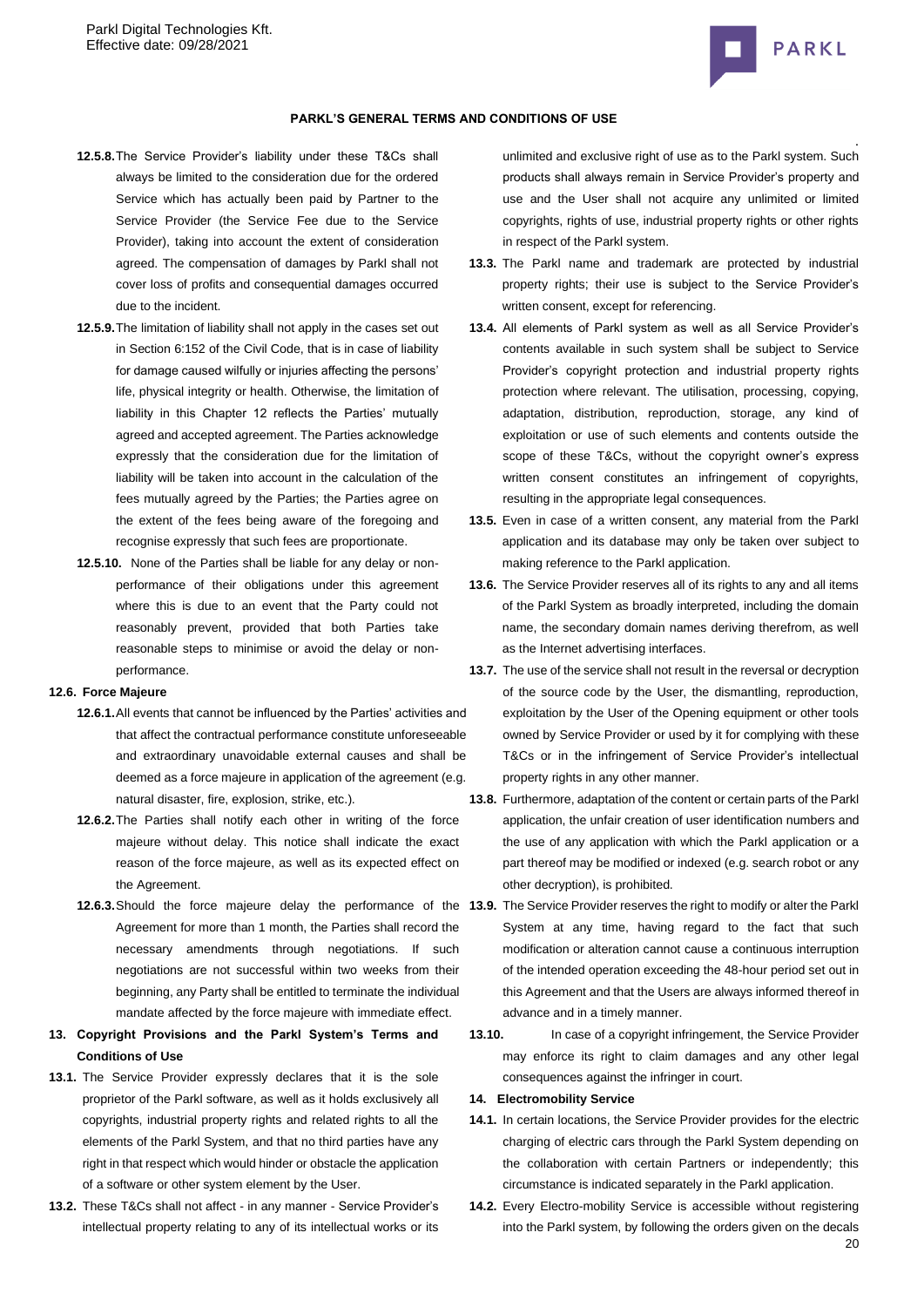**12.5.8.** The Service Provider's liability under these T&Cs shall always be limited to the consideration due for the ordered Service which has actually been paid by Partner to the Service Provider (the Service Fee due to the Service Provider), taking into account the extent of consideration agreed. The compensation of damages by Parkl shall not cover loss of profits and consequential damages occurred due to the incident.

**12.5.9.** The limitation of liability shall not apply in the cases set out in Section 6:152 of the Civil Code, that is in case of liability for damage caused wilfully or injuries affecting the persons' life, physical integrity or health. Otherwise, the limitation of liability in this Chapter 12 reflects the Parties' mutually agreed and accepted agreement. The Parties acknowledge expressly that the consideration due for the limitation of liability will be taken into account in the calculation of the fees mutually agreed by the Parties; the Parties agree on the extent of the fees being aware of the foregoing and recognise expressly that such fees are proportionate.

**12.5.10.** None of the Parties shall be liable for any delay or non-performance of their obligations under this agreement where this is due to an event that the Party could not reasonably prevent, provided that both Parties take reasonable steps to minimise or avoid the delay or non-performance.

**12.6. Force Majeure**

**12.6.1.** All events that cannot be influenced by the Parties' activities and that affect the contractual performance constitute unforeseeable and extraordinary unavoidable external causes and shall be deemed as a force majeure in application of the agreement (e.g. natural disaster, fire, explosion, strike, etc.).

**12.6.2.** The Parties shall notify each other in writing of the force majeure without delay. This notice shall indicate the exact reason of the force majeure, as well as its expected effect on the Agreement.

**12.6.3.** Should the force majeure delay the performance of the Agreement for more than 1 month, the Parties shall record the necessary amendments through negotiations. If such negotiations are not successful within two weeks from their beginning, any Party shall be entitled to terminate the individual mandate affected by the force majeure with immediate effect.

## 13. Copyright Provisions and the Parkl System's Terms and Conditions of Use

**13.1.** The Service Provider expressly declares that it is the sole proprietor of the Parkl software, as well as it holds exclusively all copyrights, industrial property rights and related rights to all the elements of the Parkl System, and that no third parties have any right in that respect which would hinder or obstacle the application of a software or other system element by the User.

**13.2.** These T&Cs shall not affect - in any manner - Service Provider's intellectual property relating to any of its intellectual works or its unlimited and exclusive right of use as to the Parkl system. Such products shall always remain in Service Provider's property and use and the User shall not acquire any unlimited or limited copyrights, rights of use, industrial property rights or other rights in respect of the Parkl system.

**13.3.** The Parkl name and trademark are protected by industrial property rights; their use is subject to the Service Provider's written consent, except for referencing.

**13.4.** All elements of Parkl system as well as all Service Provider's contents available in such system shall be subject to Service Provider's copyright protection and industrial property rights protection where relevant. The utilisation, processing, copying, adaptation, distribution, reproduction, storage, any kind of exploitation or use of such elements and contents outside the scope of these T&Cs, without the copyright owner's express written consent constitutes an infringement of copyrights, resulting in the appropriate legal consequences.

**13.5.** Even in case of a written consent, any material from the Parkl application and its database may only be taken over subject to making reference to the Parkl application.

**13.6.** The Service Provider reserves all of its rights to any and all items of the Parkl System as broadly interpreted, including the domain name, the secondary domain names deriving therefrom, as well as the Internet advertising interfaces.

**13.7.** The use of the service shall not result in the reversal or decryption of the source code by the User, the dismantling, reproduction, exploitation by the User of the Opening equipment or other tools owned by Service Provider or used by it for complying with these T&Cs or in the infringement of Service Provider's intellectual property rights in any other manner.

**13.8.** Furthermore, adaptation of the content or certain parts of the Parkl application, the unfair creation of user identification numbers and the use of any application with which the Parkl application or a part thereof may be modified or indexed (e.g. search robot or any other decryption), is prohibited.

**13.9.** The Service Provider reserves the right to modify or alter the Parkl System at any time, having regard to the fact that such modification or alteration cannot cause a continuous interruption of the intended operation exceeding the 48-hour period set out in this Agreement and that the Users are always informed thereof in advance and in a timely manner.

**13.10.** In case of a copyright infringement, the Service Provider may enforce its right to claim damages and any other legal consequences against the infringer in court.

## 14. Electromobility Service

**14.1.** In certain locations, the Service Provider provides for the electric charging of electric cars through the Parkl System depending on the collaboration with certain Partners or independently; this circumstance is indicated separately in the Parkl application.

**14.2.** Every Electro-mobility Service is accessible without registering into the Parkl system, by following the orders given on the decals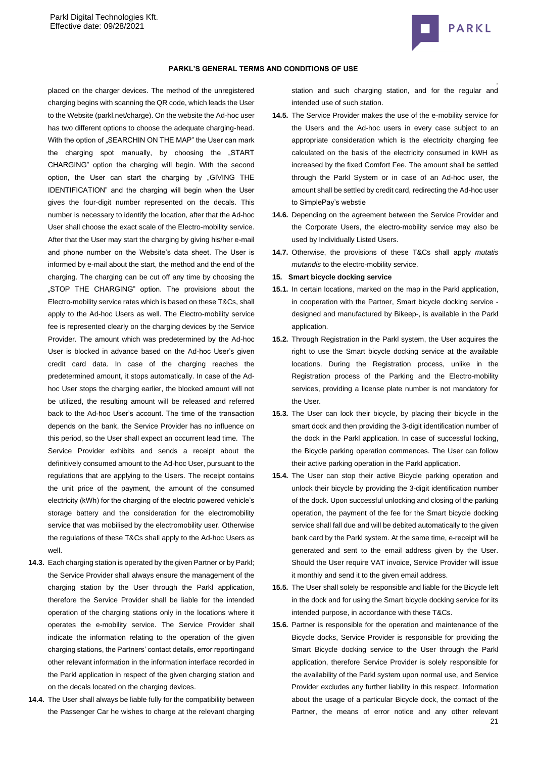placed on the charger devices. The method of the unregistered charging begins with scanning the QR code, which leads the User to the Website (parkl.net/charge). On the website the Ad-hoc user has two different options to choose the adequate charging-head. With the option of „SEARCHIN ON THE MAP" the User can mark the charging spot manually, by choosing the „START CHARGING" option the charging will begin. With the second option, the User can start the charging by „GIVING THE IDENTIFICATION" and the charging will begin when the User gives the four-digit number represented on the decals. This number is necessary to identify the location, after that the Ad-hoc User shall choose the exact scale of the Electro-mobility service. After that the User may start the charging by giving his/her e-mail and phone number on the Website's data sheet. The User is informed by e-mail about the start, the method and the end of the charging. The charging can be cut off any time by choosing the „STOP THE CHARGING" option. The provisions about the Electro-mobility service rates which is based on these T&Cs, shall apply to the Ad-hoc Users as well. The Electro-mobility service fee is represented clearly on the charging devices by the Service Provider. The amount which was predetermined by the Ad-hoc User is blocked in advance based on the Ad-hoc User's given credit card data. In case of the charging reaches the predetermined amount, it stops automatically. In case of the Ad-hoc User stops the charging earlier, the blocked amount will not be utilized, the resulting amount will be released and referred back to the Ad-hoc User's account. The time of the transaction depends on the bank, the Service Provider has no influence on this period, so the User shall expect an occurrent lead time. The Service Provider exhibits and sends a receipt about the definitively consumed amount to the Ad-hoc User, pursuant to the regulations that are applying to the Users. The receipt contains the unit price of the payment, the amount of the consumed electricity (kWh) for the charging of the electric powered vehicle's storage battery and the consideration for the electromobility service that was mobilised by the electromobility user. Otherwise the regulations of these T&Cs shall apply to the Ad-hoc Users as well.

**14.3.** Each charging station is operated by the given Partner or by Parkl; the Service Provider shall always ensure the management of the charging station by the User through the Parkl application, therefore the Service Provider shall be liable for the intended operation of the charging stations only in the locations where it operates the e-mobility service. The Service Provider shall indicate the information relating to the operation of the given charging stations, the Partners' contact details, error reportingand other relevant information in the information interface recorded in the Parkl application in respect of the given charging station and on the decals located on the charging devices.

**14.4.** The User shall always be liable fully for the compatibility between the Passenger Car he wishes to charge at the relevant charging station and such charging station, and for the regular and intended use of such station.

**14.5.** The Service Provider makes the use of the e-mobility service for the Users and the Ad-hoc users in every case subject to an appropriate consideration which is the electricity charging fee calculated on the basis of the electricity consumed in kWH as increased by the fixed Comfort Fee. The amount shall be settled through the Parkl System or in case of an Ad-hoc user, the amount shall be settled by credit card, redirecting the Ad-hoc user to SimplePay's webstie

**14.6.** Depending on the agreement between the Service Provider and the Corporate Users, the electro-mobility service may also be used by Individually Listed Users.

**14.7.** Otherwise, the provisions of these T&Cs shall apply *mutatis mutandis* to the electro-mobility service.

**15. Smart bicycle docking service**

**15.1.** In certain locations, marked on the map in the Parkl application, in cooperation with the Partner, Smart bicycle docking service - designed and manufactured by Bikeep-, is available in the Parkl application.

**15.2.** Through Registration in the Parkl system, the User acquires the right to use the Smart bicycle docking service at the available locations. During the Registration process, unlike in the Registration process of the Parking and the Electro-mobility services, providing a license plate number is not mandatory for the User.

**15.3.** The User can lock their bicycle, by placing their bicycle in the smart dock and then providing the 3-digit identification number of the dock in the Parkl application. In case of successful locking, the Bicycle parking operation commences. The User can follow their active parking operation in the Parkl application.

**15.4.** The User can stop their active Bicycle parking operation and unlock their bicycle by providing the 3-digit identification number of the dock. Upon successful unlocking and closing of the parking operation, the payment of the fee for the Smart bicycle docking service shall fall due and will be debited automatically to the given bank card by the Parkl system. At the same time, e-receipt will be generated and sent to the email address given by the User. Should the User require VAT invoice, Service Provider will issue it monthly and send it to the given email address.

**15.5.** The User shall solely be responsible and liable for the Bicycle left in the dock and for using the Smart bicycle docking service for its intended purpose, in accordance with these T&Cs.

**15.6.** Partner is responsible for the operation and maintenance of the Bicycle docks, Service Provider is responsible for providing the Smart Bicycle docking service to the User through the Parkl application, therefore Service Provider is solely responsible for the availability of the Parkl system upon normal use, and Service Provider excludes any further liability in this respect. Information about the usage of a particular Bicycle dock, the contact of the Partner, the means of error notice and any other relevant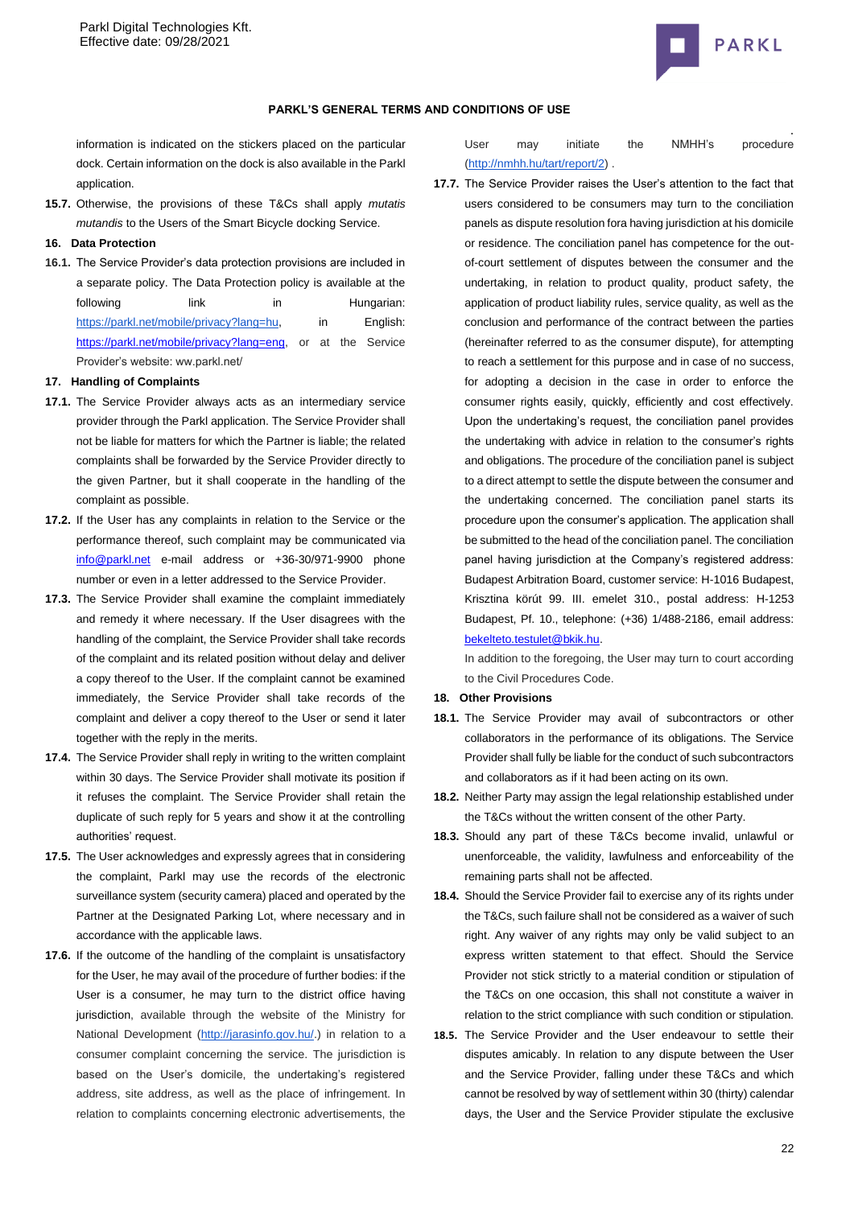information is indicated on the stickers placed on the particular dock. Certain information on the dock is also available in the Parkl application.

**15.7.** Otherwise, the provisions of these T&Cs shall apply *mutatis mutandis* to the Users of the Smart Bicycle docking Service.

## 16. Data Protection

**16.1.** The Service Provider's data protection provisions are included in a separate policy. The Data Protection policy is available at the following link in Hungarian: https://parkl.net/mobile/privacy?lang=hu, in English: https://parkl.net/mobile/privacy?lang=eng, or at the Service Provider's website: ww.parkl.net/

## 17. Handling of Complaints

**17.1.** The Service Provider always acts as an intermediary service provider through the Parkl application. The Service Provider shall not be liable for matters for which the Partner is liable; the related complaints shall be forwarded by the Service Provider directly to the given Partner, but it shall cooperate in the handling of the complaint as possible.

**17.2.** If the User has any complaints in relation to the Service or the performance thereof, such complaint may be communicated via info@parkl.net e-mail address or +36-30/971-9900 phone number or even in a letter addressed to the Service Provider.

**17.3.** The Service Provider shall examine the complaint immediately and remedy it where necessary. If the User disagrees with the handling of the complaint, the Service Provider shall take records of the complaint and its related position without delay and deliver a copy thereof to the User. If the complaint cannot be examined immediately, the Service Provider shall take records of the complaint and deliver a copy thereof to the User or send it later together with the reply in the merits.

**17.4.** The Service Provider shall reply in writing to the written complaint within 30 days. The Service Provider shall motivate its position if it refuses the complaint. The Service Provider shall retain the duplicate of such reply for 5 years and show it at the controlling authorities' request.

**17.5.** The User acknowledges and expressly agrees that in considering the complaint, Parkl may use the records of the electronic surveillance system (security camera) placed and operated by the Partner at the Designated Parking Lot, where necessary and in accordance with the applicable laws.

**17.6.** If the outcome of the handling of the complaint is unsatisfactory for the User, he may avail of the procedure of further bodies: if the User is a consumer, he may turn to the district office having jurisdiction, available through the website of the Ministry for National Development (http://jarasinfo.gov.hu/.) in relation to a consumer complaint concerning the service. The jurisdiction is based on the User's domicile, the undertaking's registered address, site address, as well as the place of infringement. In relation to complaints concerning electronic advertisements, the User may initiate the NMHH's procedure (http://nmhh.hu/tart/report/2) .

**17.7.** The Service Provider raises the User's attention to the fact that users considered to be consumers may turn to the conciliation panels as dispute resolution fora having jurisdiction at his domicile or residence. The conciliation panel has competence for the out-of-court settlement of disputes between the consumer and the undertaking, in relation to product quality, product safety, the application of product liability rules, service quality, as well as the conclusion and performance of the contract between the parties (hereinafter referred to as the consumer dispute), for attempting to reach a settlement for this purpose and in case of no success, for adopting a decision in the case in order to enforce the consumer rights easily, quickly, efficiently and cost effectively. Upon the undertaking's request, the conciliation panel provides the undertaking with advice in relation to the consumer's rights and obligations. The procedure of the conciliation panel is subject to a direct attempt to settle the dispute between the consumer and the undertaking concerned. The conciliation panel starts its procedure upon the consumer's application. The application shall be submitted to the head of the conciliation panel. The conciliation panel having jurisdiction at the Company's registered address: Budapest Arbitration Board, customer service: H-1016 Budapest, Krisztina körút 99. III. emelet 310., postal address: H-1253 Budapest, Pf. 10., telephone: (+36) 1/488-2186, email address: bekelteto.testulet@bkik.hu.

In addition to the foregoing, the User may turn to court according to the Civil Procedures Code.

## 18. Other Provisions

**18.1.** The Service Provider may avail of subcontractors or other collaborators in the performance of its obligations. The Service Provider shall fully be liable for the conduct of such subcontractors and collaborators as if it had been acting on its own.

**18.2.** Neither Party may assign the legal relationship established under the T&Cs without the written consent of the other Party.

**18.3.** Should any part of these T&Cs become invalid, unlawful or unenforceable, the validity, lawfulness and enforceability of the remaining parts shall not be affected.

**18.4.** Should the Service Provider fail to exercise any of its rights under the T&Cs, such failure shall not be considered as a waiver of such right. Any waiver of any rights may only be valid subject to an express written statement to that effect. Should the Service Provider not stick strictly to a material condition or stipulation of the T&Cs on one occasion, this shall not constitute a waiver in relation to the strict compliance with such condition or stipulation.

**18.5.** The Service Provider and the User endeavour to settle their disputes amicably. In relation to any dispute between the User and the Service Provider, falling under these T&Cs and which cannot be resolved by way of settlement within 30 (thirty) calendar days, the User and the Service Provider stipulate the exclusive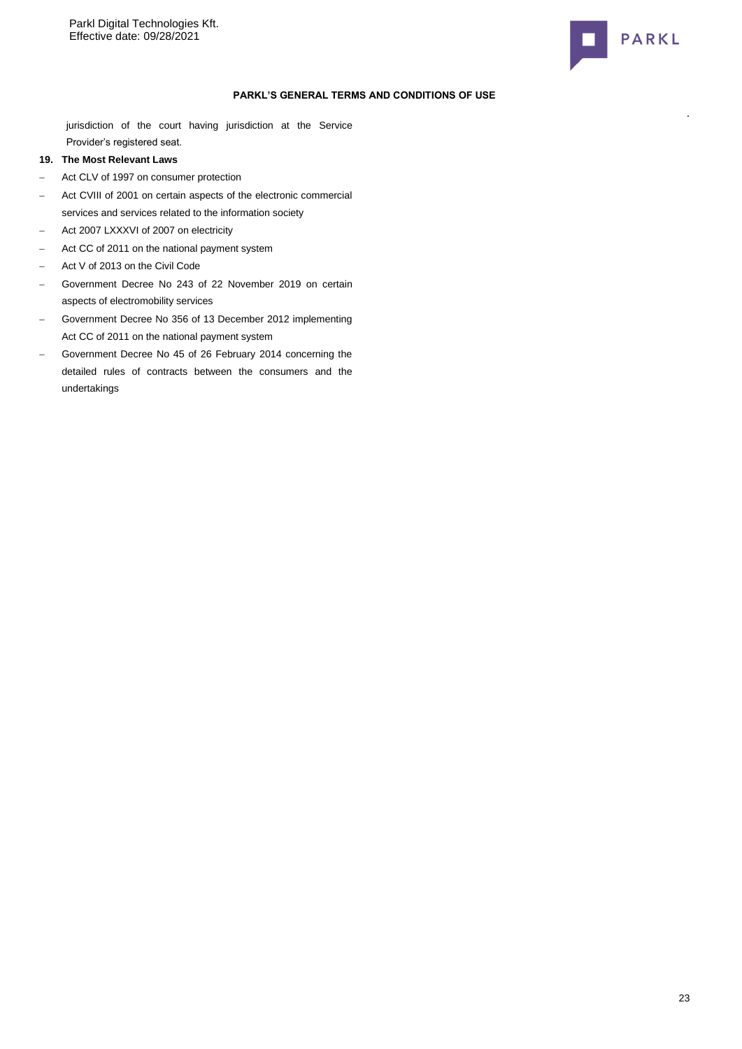jurisdiction of the court having jurisdiction at the Service Provider's registered seat.

## 19. The Most Relevant Laws

- Act CLV of 1997 on consumer protection
- Act CVIII of 2001 on certain aspects of the electronic commercial services and services related to the information society
- Act 2007 LXXXVI of 2007 on electricity
- Act CC of 2011 on the national payment system
- Act V of 2013 on the Civil Code
- Government Decree No 243 of 22 November 2019 on certain aspects of electromobility services
- Government Decree No 356 of 13 December 2012 implementing Act CC of 2011 on the national payment system
- Government Decree No 45 of 26 February 2014 concerning the detailed rules of contracts between the consumers and the undertakings